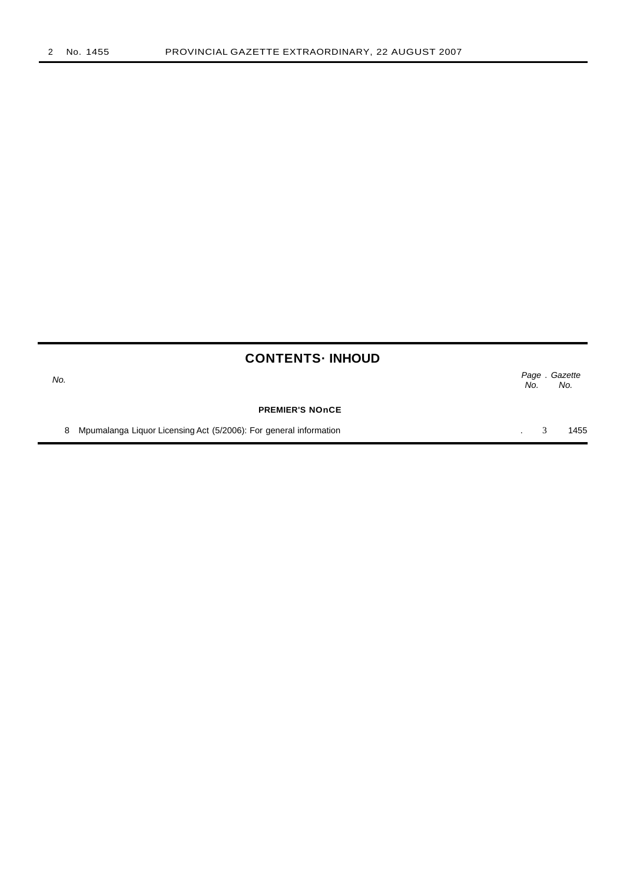## CONTENTS· INHOUD

| No. | | Page No. | Gazette No. |
|---|---|---|---|
| | **PREMIER'S NOnCE** | | |
| 8 | Mpumalanga Liquor Licensing Act (5/2006): For general information | 3 | 1455 |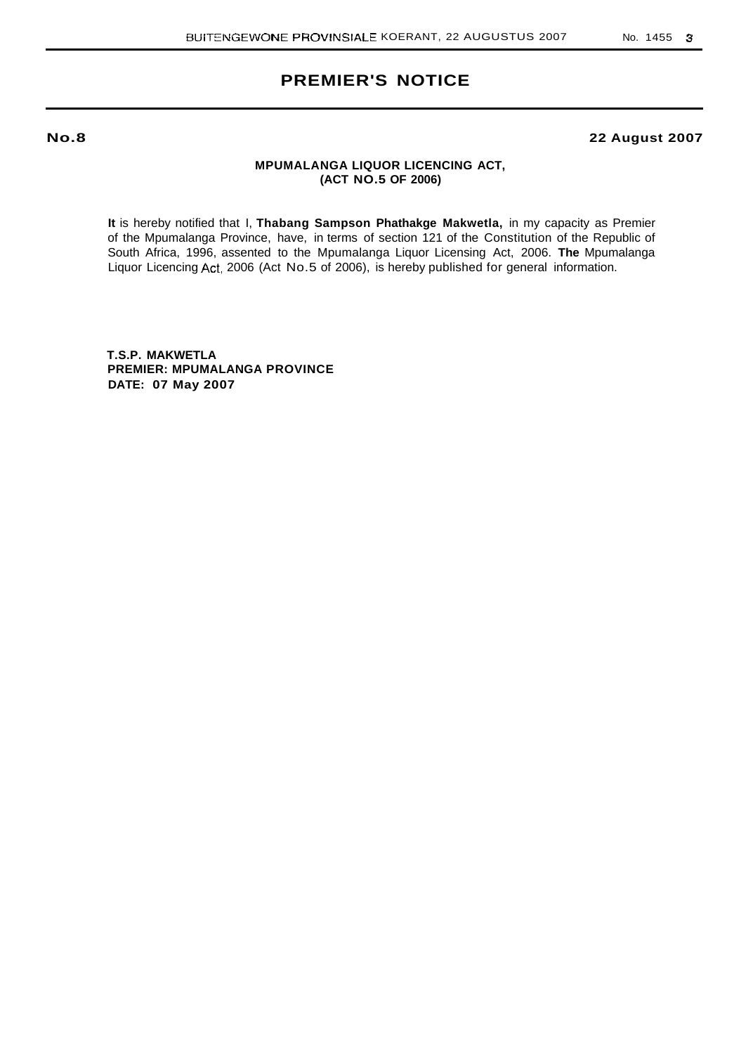# PREMIER'S NOTICE

**No.8** **22 August 2007**

**MPUMALANGA LIQUOR LICENCING ACT,**
**(ACT NO.5 OF 2006)**

**It** is hereby notified that I, **Thabang Sampson Phathakge Makwetla,** in my capacity as Premier of the Mpumalanga Province, have, in terms of section 121 of the Constitution of the Republic of South Africa, 1996, assented to the Mpumalanga Liquor Licensing Act, 2006. **The** Mpumalanga Liquor Licencing Act, 2006 (Act No.5 of 2006), is hereby published for general information.

**T.S.P. MAKWETLA**
**PREMIER: MPUMALANGA PROVINCE**
**DATE: 07 May 2007**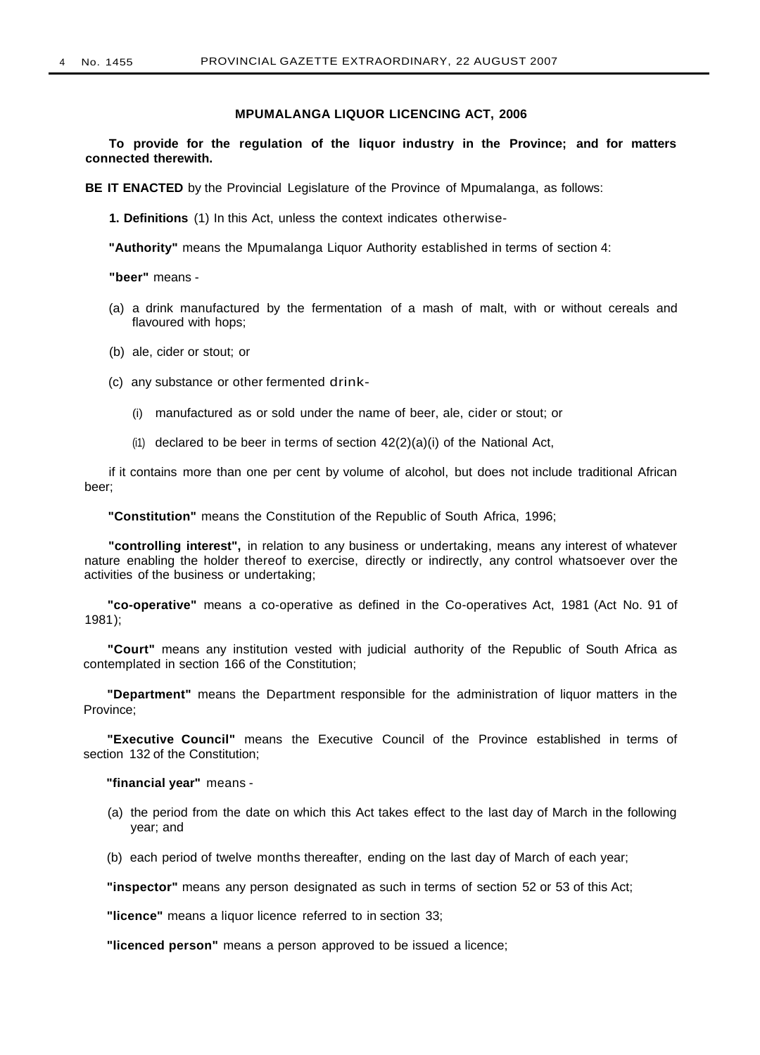**MPUMALANGA LIQUOR LICENCING ACT, 2006**

**To provide for the regulation of the liquor industry in the Province; and for matters connected therewith.**

**BE IT ENACTED** by the Provincial Legislature of the Province of Mpumalanga, as follows:

**1. Definitions** (1) In this Act, unless the context indicates otherwise-

**"Authority"** means the Mpumalanga Liquor Authority established in terms of section 4:

**"beer"** means -

(a) a drink manufactured by the fermentation of a mash of malt, with or without cereals and flavoured with hops;

(b) ale, cider or stout; or

(c) any substance or other fermented drink-

(i) manufactured as or sold under the name of beer, ale, cider or stout; or

(i1) declared to be beer in terms of section 42(2)(a)(i) of the National Act,

if it contains more than one per cent by volume of alcohol, but does not include traditional African beer;

**"Constitution"** means the Constitution of the Republic of South Africa, 1996;

**"controlling interest",** in relation to any business or undertaking, means any interest of whatever nature enabling the holder thereof to exercise, directly or indirectly, any control whatsoever over the activities of the business or undertaking;

**"co-operative"** means a co-operative as defined in the Co-operatives Act, 1981 (Act No. 91 of 1981);

**"Court"** means any institution vested with judicial authority of the Republic of South Africa as contemplated in section 166 of the Constitution;

**"Department"** means the Department responsible for the administration of liquor matters in the Province;

**"Executive Council"** means the Executive Council of the Province established in terms of section 132 of the Constitution;

**"financial year"** means -

(a) the period from the date on which this Act takes effect to the last day of March in the following year; and

(b) each period of twelve months thereafter, ending on the last day of March of each year;

**"inspector"** means any person designated as such in terms of section 52 or 53 of this Act;

**"licence"** means a liquor licence referred to in section 33;

**"licenced person"** means a person approved to be issued a licence;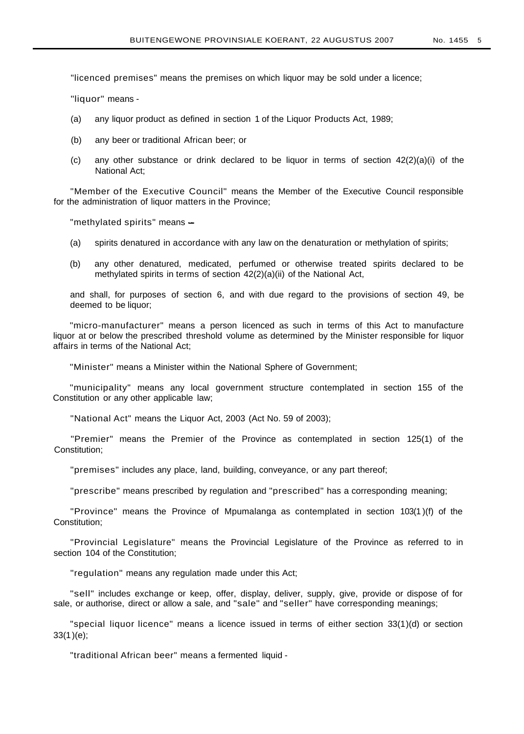"licenced premises" means the premises on which liquor may be sold under a licence;

"liquor" means -

(a) any liquor product as defined in section 1 of the Liquor Products Act, 1989;

(b) any beer or traditional African beer; or

(c) any other substance or drink declared to be liquor in terms of section 42(2)(a)(i) of the National Act;

"Member of the Executive Council" means the Member of the Executive Council responsible for the administration of liquor matters in the Province;

"methylated spirits" means –

(a) spirits denatured in accordance with any law on the denaturation or methylation of spirits;

(b) any other denatured, medicated, perfumed or otherwise treated spirits declared to be methylated spirits in terms of section 42(2)(a)(ii) of the National Act,

and shall, for purposes of section 6, and with due regard to the provisions of section 49, be deemed to be liquor;

"micro-manufacturer" means a person licenced as such in terms of this Act to manufacture liquor at or below the prescribed threshold volume as determined by the Minister responsible for liquor affairs in terms of the National Act;

"Minister" means a Minister within the National Sphere of Government;

"municipality" means any local government structure contemplated in section 155 of the Constitution or any other applicable law;

"National Act" means the Liquor Act, 2003 (Act No. 59 of 2003);

"Premier" means the Premier of the Province as contemplated in section 125(1) of the Constitution;

"premises" includes any place, land, building, conveyance, or any part thereof;

"prescribe" means prescribed by regulation and "prescribed" has a corresponding meaning;

"Province" means the Province of Mpumalanga as contemplated in section 103(1)(f) of the Constitution;

"Provincial Legislature" means the Provincial Legislature of the Province as referred to in section 104 of the Constitution;

"regulation" means any regulation made under this Act;

"sell" includes exchange or keep, offer, display, deliver, supply, give, provide or dispose of for sale, or authorise, direct or allow a sale, and "sale" and "seller" have corresponding meanings;

"special liquor licence" means a licence issued in terms of either section 33(1)(d) or section 33(1)(e);

"traditional African beer" means a fermented liquid -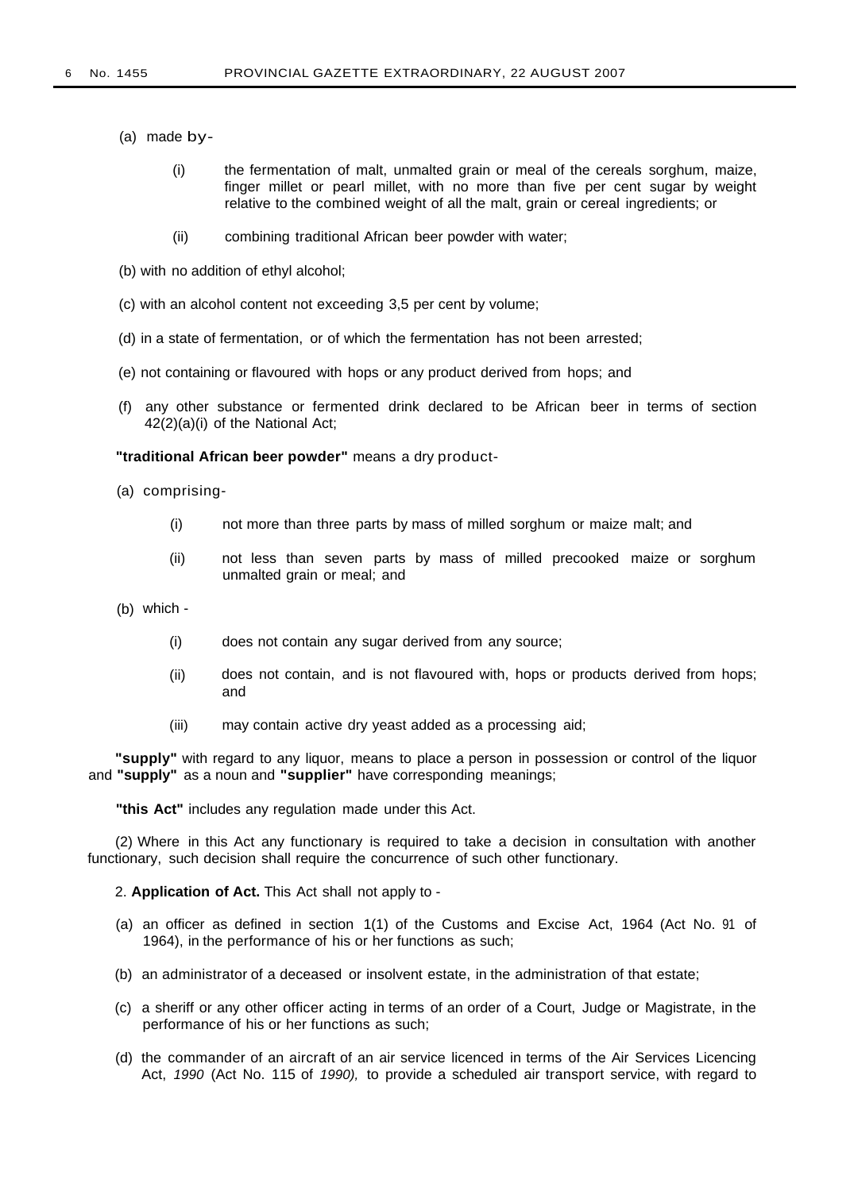(a) made by-

(i) the fermentation of malt, unmalted grain or meal of the cereals sorghum, maize, finger millet or pearl millet, with no more than five per cent sugar by weight relative to the combined weight of all the malt, grain or cereal ingredients; or

(ii) combining traditional African beer powder with water;

(b) with no addition of ethyl alcohol;

(c) with an alcohol content not exceeding 3,5 per cent by volume;

(d) in a state of fermentation, or of which the fermentation has not been arrested;

(e) not containing or flavoured with hops or any product derived from hops; and

(f) any other substance or fermented drink declared to be African beer in terms of section 42(2)(a)(i) of the National Act;

**"traditional African beer powder"** means a dry product-

(a) comprising-

(i) not more than three parts by mass of milled sorghum or maize malt; and

(ii) not less than seven parts by mass of milled precooked maize or sorghum unmalted grain or meal; and

(b) which -

(i) does not contain any sugar derived from any source;

(ii) does not contain, and is not flavoured with, hops or products derived from hops; and

(iii) may contain active dry yeast added as a processing aid;

**"supply"** with regard to any liquor, means to place a person in possession or control of the liquor and **"supply"** as a noun and **"supplier"** have corresponding meanings;

**"this Act"** includes any regulation made under this Act.

(2) Where in this Act any functionary is required to take a decision in consultation with another functionary, such decision shall require the concurrence of such other functionary.

2. **Application of Act.** This Act shall not apply to -

(a) an officer as defined in section 1(1) of the Customs and Excise Act, 1964 (Act No. 91 of 1964), in the performance of his or her functions as such;

(b) an administrator of a deceased or insolvent estate, in the administration of that estate;

(c) a sheriff or any other officer acting in terms of an order of a Court, Judge or Magistrate, in the performance of his or her functions as such;

(d) the commander of an aircraft of an air service licenced in terms of the Air Services Licencing Act, *1990* (Act No. 115 of *1990),* to provide a scheduled air transport service, with regard to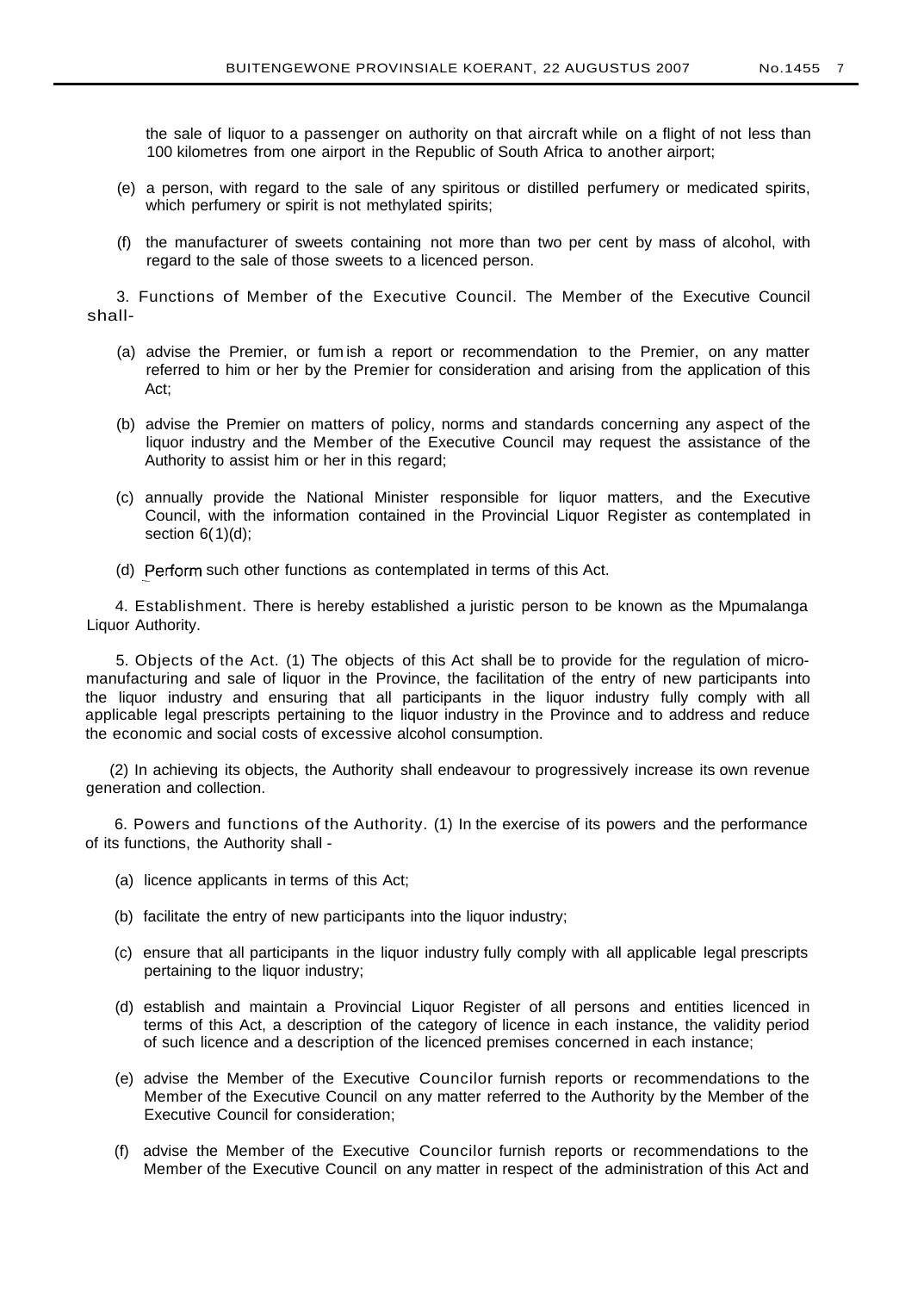the sale of liquor to a passenger on authority on that aircraft while on a flight of not less than 100 kilometres from one airport in the Republic of South Africa to another airport;

(e) a person, with regard to the sale of any spiritous or distilled perfumery or medicated spirits, which perfumery or spirit is not methylated spirits;

(f) the manufacturer of sweets containing not more than two per cent by mass of alcohol, with regard to the sale of those sweets to a licenced person.

3. Functions of Member of the Executive Council. The Member of the Executive Council shall-

(a) advise the Premier, or fum ish a report or recommendation to the Premier, on any matter referred to him or her by the Premier for consideration and arising from the application of this Act;

(b) advise the Premier on matters of policy, norms and standards concerning any aspect of the liquor industry and the Member of the Executive Council may request the assistance of the Authority to assist him or her in this regard;

(c) annually provide the National Minister responsible for liquor matters, and the Executive Council, with the information contained in the Provincial Liquor Register as contemplated in section 6(1)(d);

(d) Perform such other functions as contemplated in terms of this Act.

4. Establishment. There is hereby established a juristic person to be known as the Mpumalanga Liquor Authority.

5. Objects of the Act. (1) The objects of this Act shall be to provide for the regulation of micro-manufacturing and sale of liquor in the Province, the facilitation of the entry of new participants into the liquor industry and ensuring that all participants in the liquor industry fully comply with all applicable legal prescripts pertaining to the liquor industry in the Province and to address and reduce the economic and social costs of excessive alcohol consumption.

(2) In achieving its objects, the Authority shall endeavour to progressively increase its own revenue generation and collection.

6. Powers and functions of the Authority. (1) In the exercise of its powers and the performance of its functions, the Authority shall -

(a) licence applicants in terms of this Act;

(b) facilitate the entry of new participants into the liquor industry;

(c) ensure that all participants in the liquor industry fully comply with all applicable legal prescripts pertaining to the liquor industry;

(d) establish and maintain a Provincial Liquor Register of all persons and entities licenced in terms of this Act, a description of the category of licence in each instance, the validity period of such licence and a description of the licenced premises concerned in each instance;

(e) advise the Member of the Executive Councilor furnish reports or recommendations to the Member of the Executive Council on any matter referred to the Authority by the Member of the Executive Council for consideration;

(f) advise the Member of the Executive Councilor furnish reports or recommendations to the Member of the Executive Council on any matter in respect of the administration of this Act and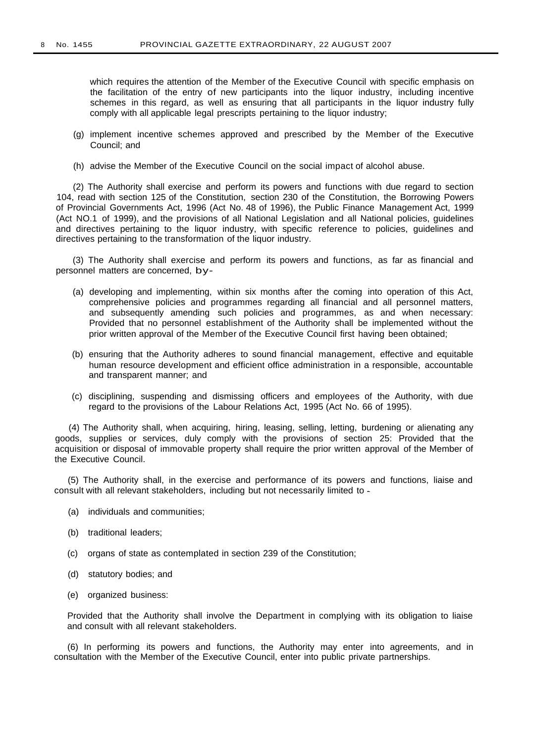which requires the attention of the Member of the Executive Council with specific emphasis on the facilitation of the entry of new participants into the liquor industry, including incentive schemes in this regard, as well as ensuring that all participants in the liquor industry fully comply with all applicable legal prescripts pertaining to the liquor industry;

(g) implement incentive schemes approved and prescribed by the Member of the Executive Council; and

(h) advise the Member of the Executive Council on the social impact of alcohol abuse.

(2) The Authority shall exercise and perform its powers and functions with due regard to section 104, read with section 125 of the Constitution, section 230 of the Constitution, the Borrowing Powers of Provincial Governments Act, 1996 (Act No. 48 of 1996), the Public Finance Management Act, 1999 (Act NO.1 of 1999), and the provisions of all National Legislation and all National policies, guidelines and directives pertaining to the liquor industry, with specific reference to policies, guidelines and directives pertaining to the transformation of the liquor industry.

(3) The Authority shall exercise and perform its powers and functions, as far as financial and personnel matters are concerned, by-

(a) developing and implementing, within six months after the coming into operation of this Act, comprehensive policies and programmes regarding all financial and all personnel matters, and subsequently amending such policies and programmes, as and when necessary: Provided that no personnel establishment of the Authority shall be implemented without the prior written approval of the Member of the Executive Council first having been obtained;

(b) ensuring that the Authority adheres to sound financial management, effective and equitable human resource development and efficient office administration in a responsible, accountable and transparent manner; and

(c) disciplining, suspending and dismissing officers and employees of the Authority, with due regard to the provisions of the Labour Relations Act, 1995 (Act No. 66 of 1995).

(4) The Authority shall, when acquiring, hiring, leasing, selling, letting, burdening or alienating any goods, supplies or services, duly comply with the provisions of section 25: Provided that the acquisition or disposal of immovable property shall require the prior written approval of the Member of the Executive Council.

(5) The Authority shall, in the exercise and performance of its powers and functions, liaise and consult with all relevant stakeholders, including but not necessarily limited to -

(a) individuals and communities;

(b) traditional leaders;

(c) organs of state as contemplated in section 239 of the Constitution;

(d) statutory bodies; and

(e) organized business:

Provided that the Authority shall involve the Department in complying with its obligation to liaise and consult with all relevant stakeholders.

(6) In performing its powers and functions, the Authority may enter into agreements, and in consultation with the Member of the Executive Council, enter into public private partnerships.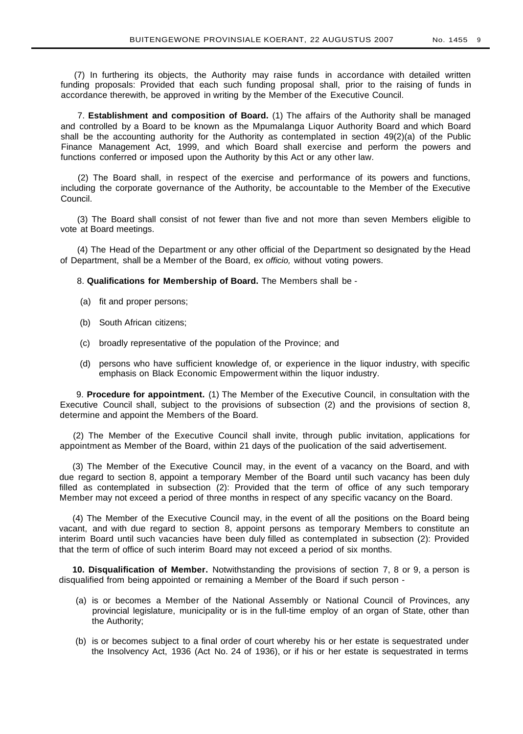(7) In furthering its objects, the Authority may raise funds in accordance with detailed written funding proposals: Provided that each such funding proposal shall, prior to the raising of funds in accordance therewith, be approved in writing by the Member of the Executive Council.

7. **Establishment and composition of Board.** (1) The affairs of the Authority shall be managed and controlled by a Board to be known as the Mpumalanga Liquor Authority Board and which Board shall be the accounting authority for the Authority as contemplated in section 49(2)(a) of the Public Finance Management Act, 1999, and which Board shall exercise and perform the powers and functions conferred or imposed upon the Authority by this Act or any other law.

(2) The Board shall, in respect of the exercise and performance of its powers and functions, including the corporate governance of the Authority, be accountable to the Member of the Executive Council.

(3) The Board shall consist of not fewer than five and not more than seven Members eligible to vote at Board meetings.

(4) The Head of the Department or any other official of the Department so designated by the Head of Department, shall be a Member of the Board, ex *officio,* without voting powers.

8. **Qualifications for Membership of Board.** The Members shall be -

(a) fit and proper persons;

(b) South African citizens;

(c) broadly representative of the population of the Province; and

(d) persons who have sufficient knowledge of, or experience in the liquor industry, with specific emphasis on Black Economic Empowerment within the liquor industry.

9. **Procedure for appointment.** (1) The Member of the Executive Council, in consultation with the Executive Council shall, subject to the provisions of subsection (2) and the provisions of section 8, determine and appoint the Members of the Board.

(2) The Member of the Executive Council shall invite, through public invitation, applications for appointment as Member of the Board, within 21 days of the puolication of the said advertisement.

(3) The Member of the Executive Council may, in the event of a vacancy on the Board, and with due regard to section 8, appoint a temporary Member of the Board until such vacancy has been duly filled as contemplated in subsection (2): Provided that the term of office of any such temporary Member may not exceed a period of three months in respect of any specific vacancy on the Board.

(4) The Member of the Executive Council may, in the event of all the positions on the Board being vacant, and with due regard to section 8, appoint persons as temporary Members to constitute an interim Board until such vacancies have been duly filled as contemplated in subsection (2): Provided that the term of office of such interim Board may not exceed a period of six months.

**10. Disqualification of Member.** Notwithstanding the provisions of section 7, 8 or 9, a person is disqualified from being appointed or remaining a Member of the Board if such person -

(a) is or becomes a Member of the National Assembly or National Council of Provinces, any provincial legislature, municipality or is in the full-time employ of an organ of State, other than the Authority;

(b) is or becomes subject to a final order of court whereby his or her estate is sequestrated under the Insolvency Act, 1936 (Act No. 24 of 1936), or if his or her estate is sequestrated in terms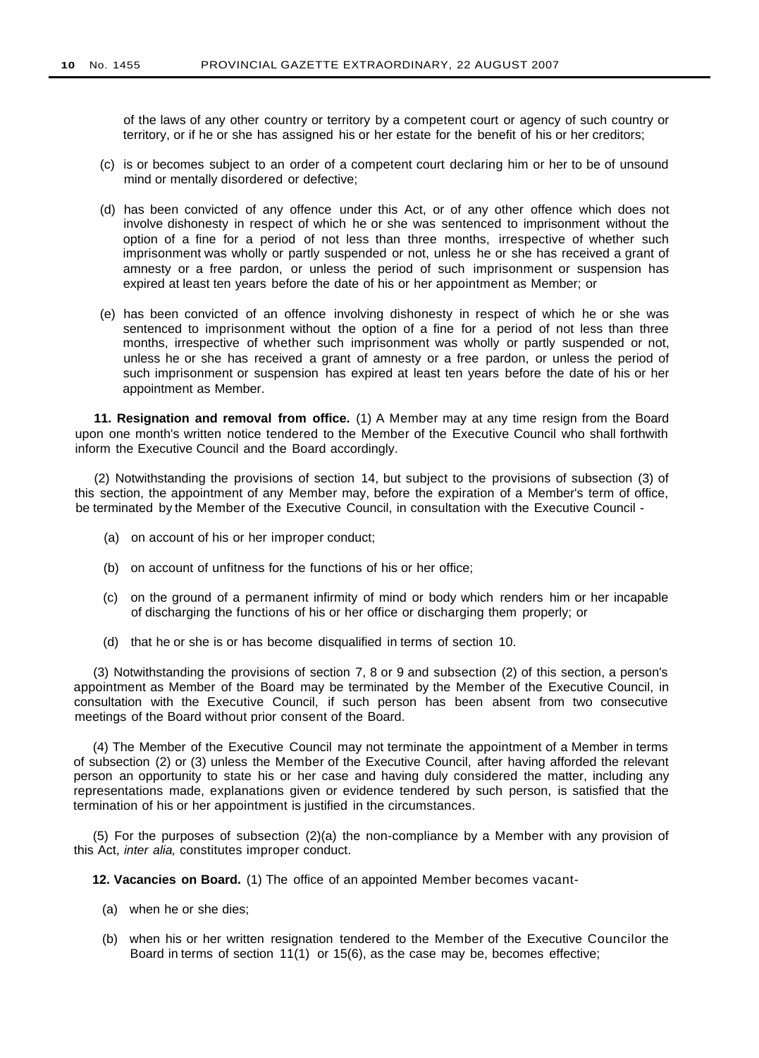of the laws of any other country or territory by a competent court or agency of such country or territory, or if he or she has assigned his or her estate for the benefit of his or her creditors;

(c) is or becomes subject to an order of a competent court declaring him or her to be of unsound mind or mentally disordered or defective;

(d) has been convicted of any offence under this Act, or of any other offence which does not involve dishonesty in respect of which he or she was sentenced to imprisonment without the option of a fine for a period of not less than three months, irrespective of whether such imprisonment was wholly or partly suspended or not, unless he or she has received a grant of amnesty or a free pardon, or unless the period of such imprisonment or suspension has expired at least ten years before the date of his or her appointment as Member; or

(e) has been convicted of an offence involving dishonesty in respect of which he or she was sentenced to imprisonment without the option of a fine for a period of not less than three months, irrespective of whether such imprisonment was wholly or partly suspended or not, unless he or she has received a grant of amnesty or a free pardon, or unless the period of such imprisonment or suspension has expired at least ten years before the date of his or her appointment as Member.

**11. Resignation and removal from office.** (1) A Member may at any time resign from the Board upon one month's written notice tendered to the Member of the Executive Council who shall forthwith inform the Executive Council and the Board accordingly.

(2) Notwithstanding the provisions of section 14, but subject to the provisions of subsection (3) of this section, the appointment of any Member may, before the expiration of a Member's term of office, be terminated by the Member of the Executive Council, in consultation with the Executive Council -

(a) on account of his or her improper conduct;

(b) on account of unfitness for the functions of his or her office;

(c) on the ground of a permanent infirmity of mind or body which renders him or her incapable of discharging the functions of his or her office or discharging them properly; or

(d) that he or she is or has become disqualified in terms of section 10.

(3) Notwithstanding the provisions of section 7, 8 or 9 and subsection (2) of this section, a person's appointment as Member of the Board may be terminated by the Member of the Executive Council, in consultation with the Executive Council, if such person has been absent from two consecutive meetings of the Board without prior consent of the Board.

(4) The Member of the Executive Council may not terminate the appointment of a Member in terms of subsection (2) or (3) unless the Member of the Executive Council, after having afforded the relevant person an opportunity to state his or her case and having duly considered the matter, including any representations made, explanations given or evidence tendered by such person, is satisfied that the termination of his or her appointment is justified in the circumstances.

(5) For the purposes of subsection (2)(a) the non-compliance by a Member with any provision of this Act, *inter alia,* constitutes improper conduct.

**12. Vacancies on Board.** (1) The office of an appointed Member becomes vacant-

(a) when he or she dies;

(b) when his or her written resignation tendered to the Member of the Executive Councilor the Board in terms of section 11(1) or 15(6), as the case may be, becomes effective;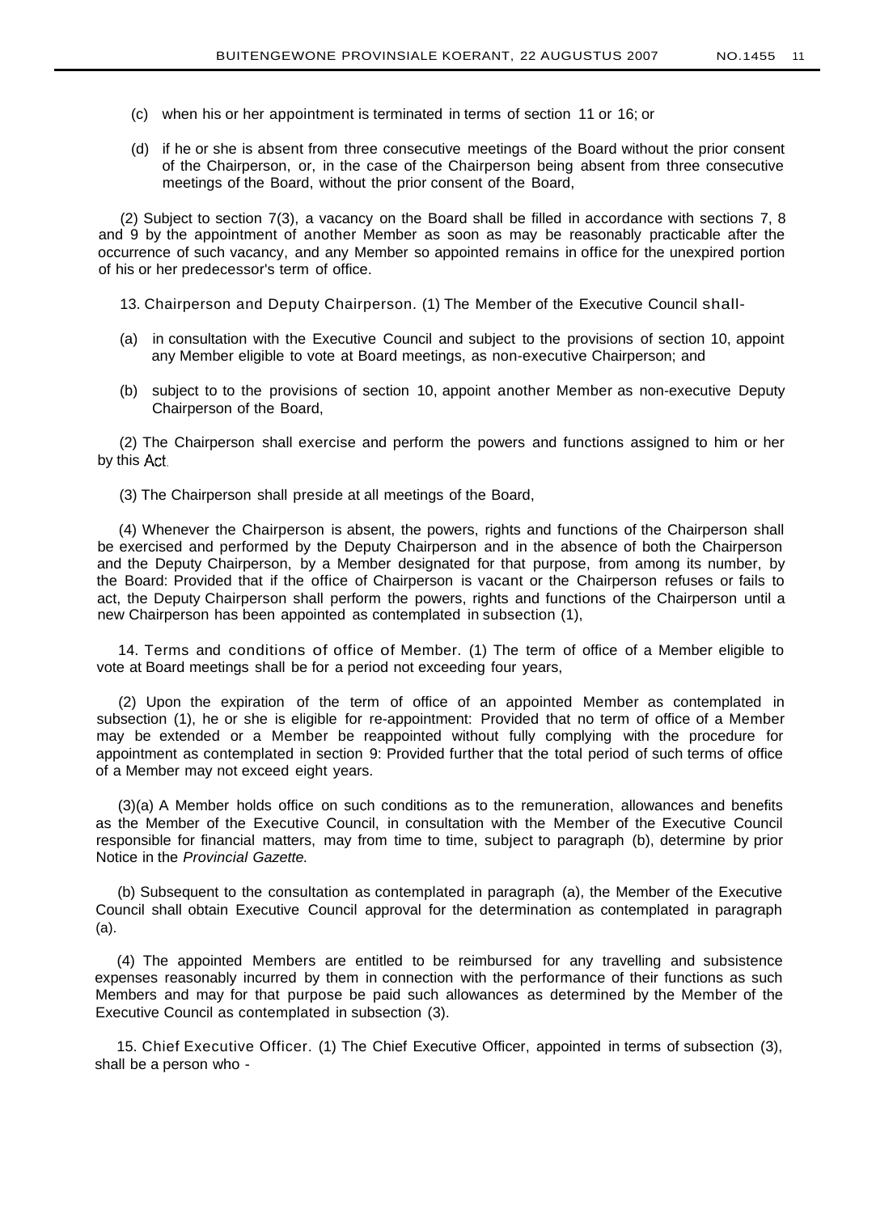(c) when his or her appointment is terminated in terms of section 11 or 16; or

(d) if he or she is absent from three consecutive meetings of the Board without the prior consent of the Chairperson, or, in the case of the Chairperson being absent from three consecutive meetings of the Board, without the prior consent of the Board,

(2) Subject to section 7(3), a vacancy on the Board shall be filled in accordance with sections 7, 8 and 9 by the appointment of another Member as soon as may be reasonably practicable after the occurrence of such vacancy, and any Member so appointed remains in office for the unexpired portion of his or her predecessor's term of office.

13. Chairperson and Deputy Chairperson. (1) The Member of the Executive Council shall-

(a) in consultation with the Executive Council and subject to the provisions of section 10, appoint any Member eligible to vote at Board meetings, as non-executive Chairperson; and

(b) subject to to the provisions of section 10, appoint another Member as non-executive Deputy Chairperson of the Board,

(2) The Chairperson shall exercise and perform the powers and functions assigned to him or her by this Act.

(3) The Chairperson shall preside at all meetings of the Board,

(4) Whenever the Chairperson is absent, the powers, rights and functions of the Chairperson shall be exercised and performed by the Deputy Chairperson and in the absence of both the Chairperson and the Deputy Chairperson, by a Member designated for that purpose, from among its number, by the Board: Provided that if the office of Chairperson is vacant or the Chairperson refuses or fails to act, the Deputy Chairperson shall perform the powers, rights and functions of the Chairperson until a new Chairperson has been appointed as contemplated in subsection (1),

14. Terms and conditions of office of Member. (1) The term of office of a Member eligible to vote at Board meetings shall be for a period not exceeding four years,

(2) Upon the expiration of the term of office of an appointed Member as contemplated in subsection (1), he or she is eligible for re-appointment: Provided that no term of office of a Member may be extended or a Member be reappointed without fully complying with the procedure for appointment as contemplated in section 9: Provided further that the total period of such terms of office of a Member may not exceed eight years.

(3)(a) A Member holds office on such conditions as to the remuneration, allowances and benefits as the Member of the Executive Council, in consultation with the Member of the Executive Council responsible for financial matters, may from time to time, subject to paragraph (b), determine by prior Notice in the *Provincial Gazette.*

(b) Subsequent to the consultation as contemplated in paragraph (a), the Member of the Executive Council shall obtain Executive Council approval for the determination as contemplated in paragraph (a).

(4) The appointed Members are entitled to be reimbursed for any travelling and subsistence expenses reasonably incurred by them in connection with the performance of their functions as such Members and may for that purpose be paid such allowances as determined by the Member of the Executive Council as contemplated in subsection (3).

15. Chief Executive Officer. (1) The Chief Executive Officer, appointed in terms of subsection (3), shall be a person who -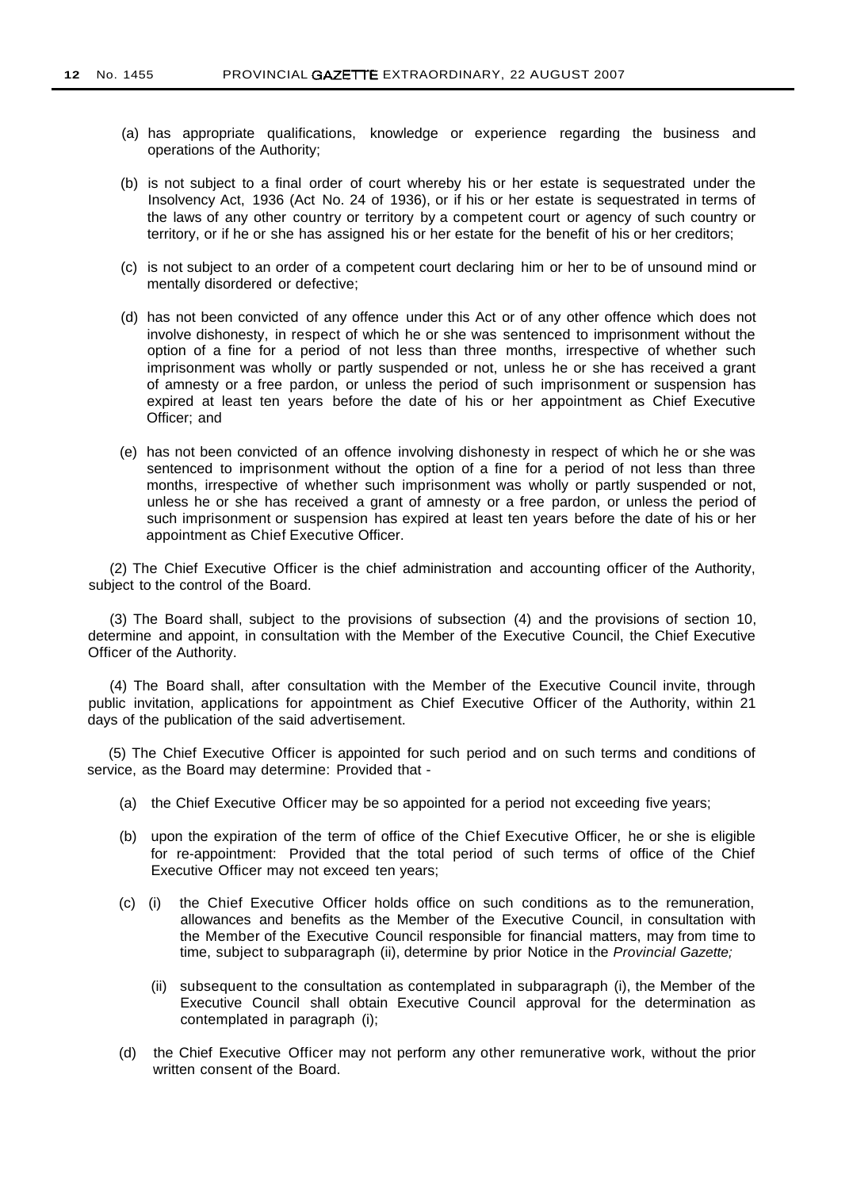(a) has appropriate qualifications, knowledge or experience regarding the business and operations of the Authority;

(b) is not subject to a final order of court whereby his or her estate is sequestrated under the Insolvency Act, 1936 (Act No. 24 of 1936), or if his or her estate is sequestrated in terms of the laws of any other country or territory by a competent court or agency of such country or territory, or if he or she has assigned his or her estate for the benefit of his or her creditors;

(c) is not subject to an order of a competent court declaring him or her to be of unsound mind or mentally disordered or defective;

(d) has not been convicted of any offence under this Act or of any other offence which does not involve dishonesty, in respect of which he or she was sentenced to imprisonment without the option of a fine for a period of not less than three months, irrespective of whether such imprisonment was wholly or partly suspended or not, unless he or she has received a grant of amnesty or a free pardon, or unless the period of such imprisonment or suspension has expired at least ten years before the date of his or her appointment as Chief Executive Officer; and

(e) has not been convicted of an offence involving dishonesty in respect of which he or she was sentenced to imprisonment without the option of a fine for a period of not less than three months, irrespective of whether such imprisonment was wholly or partly suspended or not, unless he or she has received a grant of amnesty or a free pardon, or unless the period of such imprisonment or suspension has expired at least ten years before the date of his or her appointment as Chief Executive Officer.

(2) The Chief Executive Officer is the chief administration and accounting officer of the Authority, subject to the control of the Board.

(3) The Board shall, subject to the provisions of subsection (4) and the provisions of section 10, determine and appoint, in consultation with the Member of the Executive Council, the Chief Executive Officer of the Authority.

(4) The Board shall, after consultation with the Member of the Executive Council invite, through public invitation, applications for appointment as Chief Executive Officer of the Authority, within 21 days of the publication of the said advertisement.

(5) The Chief Executive Officer is appointed for such period and on such terms and conditions of service, as the Board may determine: Provided that -

(a) the Chief Executive Officer may be so appointed for a period not exceeding five years;

(b) upon the expiration of the term of office of the Chief Executive Officer, he or she is eligible for re-appointment: Provided that the total period of such terms of office of the Chief Executive Officer may not exceed ten years;

(c) (i) the Chief Executive Officer holds office on such conditions as to the remuneration, allowances and benefits as the Member of the Executive Council, in consultation with the Member of the Executive Council responsible for financial matters, may from time to time, subject to subparagraph (ii), determine by prior Notice in the *Provincial Gazette;*

(ii) subsequent to the consultation as contemplated in subparagraph (i), the Member of the Executive Council shall obtain Executive Council approval for the determination as contemplated in paragraph (i);

(d) the Chief Executive Officer may not perform any other remunerative work, without the prior written consent of the Board.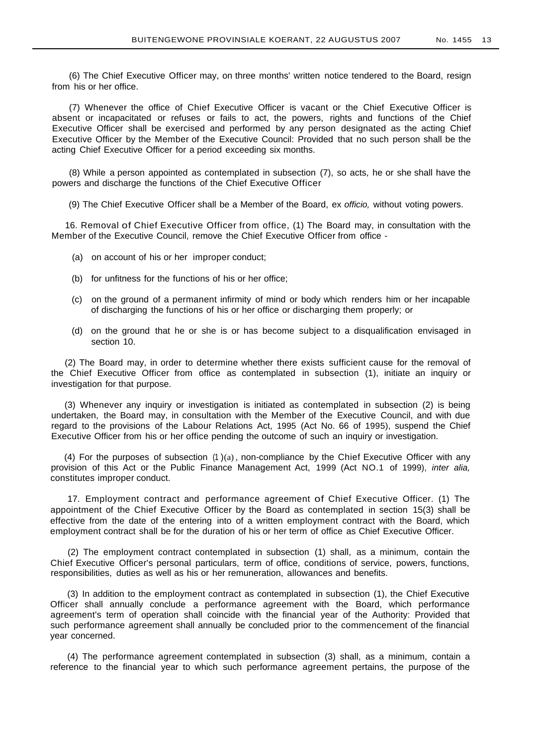(6) The Chief Executive Officer may, on three months' written notice tendered to the Board, resign from his or her office.

(7) Whenever the office of Chief Executive Officer is vacant or the Chief Executive Officer is absent or incapacitated or refuses or fails to act, the powers, rights and functions of the Chief Executive Officer shall be exercised and performed by any person designated as the acting Chief Executive Officer by the Member of the Executive Council: Provided that no such person shall be the acting Chief Executive Officer for a period exceeding six months.

(8) While a person appointed as contemplated in subsection (7), so acts, he or she shall have the powers and discharge the functions of the Chief Executive Officer

(9) The Chief Executive Officer shall be a Member of the Board, ex *officio,* without voting powers.

16. Removal of Chief Executive Officer from office, (1) The Board may, in consultation with the Member of the Executive Council, remove the Chief Executive Officer from office -

(a) on account of his or her improper conduct;

(b) for unfitness for the functions of his or her office;

(c) on the ground of a permanent infirmity of mind or body which renders him or her incapable of discharging the functions of his or her office or discharging them properly; or

(d) on the ground that he or she is or has become subject to a disqualification envisaged in section 10.

(2) The Board may, in order to determine whether there exists sufficient cause for the removal of the Chief Executive Officer from office as contemplated in subsection (1), initiate an inquiry or investigation for that purpose.

(3) Whenever any inquiry or investigation is initiated as contemplated in subsection (2) is being undertaken, the Board may, in consultation with the Member of the Executive Council, and with due regard to the provisions of the Labour Relations Act, 1995 (Act No. 66 of 1995), suspend the Chief Executive Officer from his or her office pending the outcome of such an inquiry or investigation.

(4) For the purposes of subsection (1)(a), non-compliance by the Chief Executive Officer with any provision of this Act or the Public Finance Management Act, 1999 (Act NO.1 of 1999), *inter alia,* constitutes improper conduct.

17. Employment contract and performance agreement of Chief Executive Officer. (1) The appointment of the Chief Executive Officer by the Board as contemplated in section 15(3) shall be effective from the date of the entering into of a written employment contract with the Board, which employment contract shall be for the duration of his or her term of office as Chief Executive Officer.

(2) The employment contract contemplated in subsection (1) shall, as a minimum, contain the Chief Executive Officer's personal particulars, term of office, conditions of service, powers, functions, responsibilities, duties as well as his or her remuneration, allowances and benefits.

(3) In addition to the employment contract as contemplated in subsection (1), the Chief Executive Officer shall annually conclude a performance agreement with the Board, which performance agreement's term of operation shall coincide with the financial year of the Authority: Provided that such performance agreement shall annually be concluded prior to the commencement of the financial year concerned.

(4) The performance agreement contemplated in subsection (3) shall, as a minimum, contain a reference to the financial year to which such performance agreement pertains, the purpose of the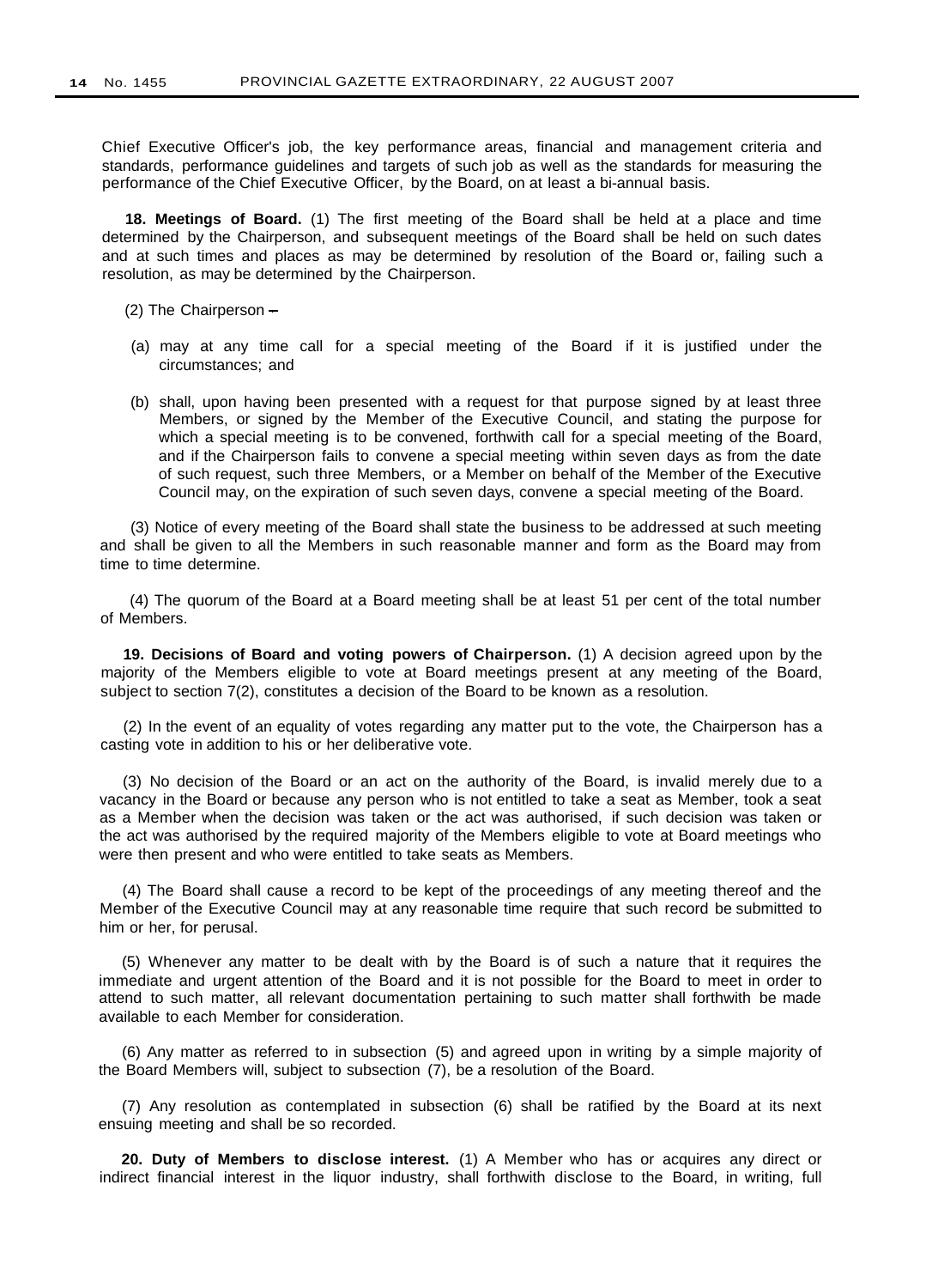Chief Executive Officer's job, the key performance areas, financial and management criteria and standards, performance guidelines and targets of such job as well as the standards for measuring the performance of the Chief Executive Officer, by the Board, on at least a bi-annual basis.

**18. Meetings of Board.** (1) The first meeting of the Board shall be held at a place and time determined by the Chairperson, and subsequent meetings of the Board shall be held on such dates and at such times and places as may be determined by resolution of the Board or, failing such a resolution, as may be determined by the Chairperson.

(2) The Chairperson –

(a) may at any time call for a special meeting of the Board if it is justified under the circumstances; and

(b) shall, upon having been presented with a request for that purpose signed by at least three Members, or signed by the Member of the Executive Council, and stating the purpose for which a special meeting is to be convened, forthwith call for a special meeting of the Board, and if the Chairperson fails to convene a special meeting within seven days as from the date of such request, such three Members, or a Member on behalf of the Member of the Executive Council may, on the expiration of such seven days, convene a special meeting of the Board.

(3) Notice of every meeting of the Board shall state the business to be addressed at such meeting and shall be given to all the Members in such reasonable manner and form as the Board may from time to time determine.

(4) The quorum of the Board at a Board meeting shall be at least 51 per cent of the total number of Members.

**19. Decisions of Board and voting powers of Chairperson.** (1) A decision agreed upon by the majority of the Members eligible to vote at Board meetings present at any meeting of the Board, subject to section 7(2), constitutes a decision of the Board to be known as a resolution.

(2) In the event of an equality of votes regarding any matter put to the vote, the Chairperson has a casting vote in addition to his or her deliberative vote.

(3) No decision of the Board or an act on the authority of the Board, is invalid merely due to a vacancy in the Board or because any person who is not entitled to take a seat as Member, took a seat as a Member when the decision was taken or the act was authorised, if such decision was taken or the act was authorised by the required majority of the Members eligible to vote at Board meetings who were then present and who were entitled to take seats as Members.

(4) The Board shall cause a record to be kept of the proceedings of any meeting thereof and the Member of the Executive Council may at any reasonable time require that such record be submitted to him or her, for perusal.

(5) Whenever any matter to be dealt with by the Board is of such a nature that it requires the immediate and urgent attention of the Board and it is not possible for the Board to meet in order to attend to such matter, all relevant documentation pertaining to such matter shall forthwith be made available to each Member for consideration.

(6) Any matter as referred to in subsection (5) and agreed upon in writing by a simple majority of the Board Members will, subject to subsection (7), be a resolution of the Board.

(7) Any resolution as contemplated in subsection (6) shall be ratified by the Board at its next ensuing meeting and shall be so recorded.

**20. Duty of Members to disclose interest.** (1) A Member who has or acquires any direct or indirect financial interest in the liquor industry, shall forthwith disclose to the Board, in writing, full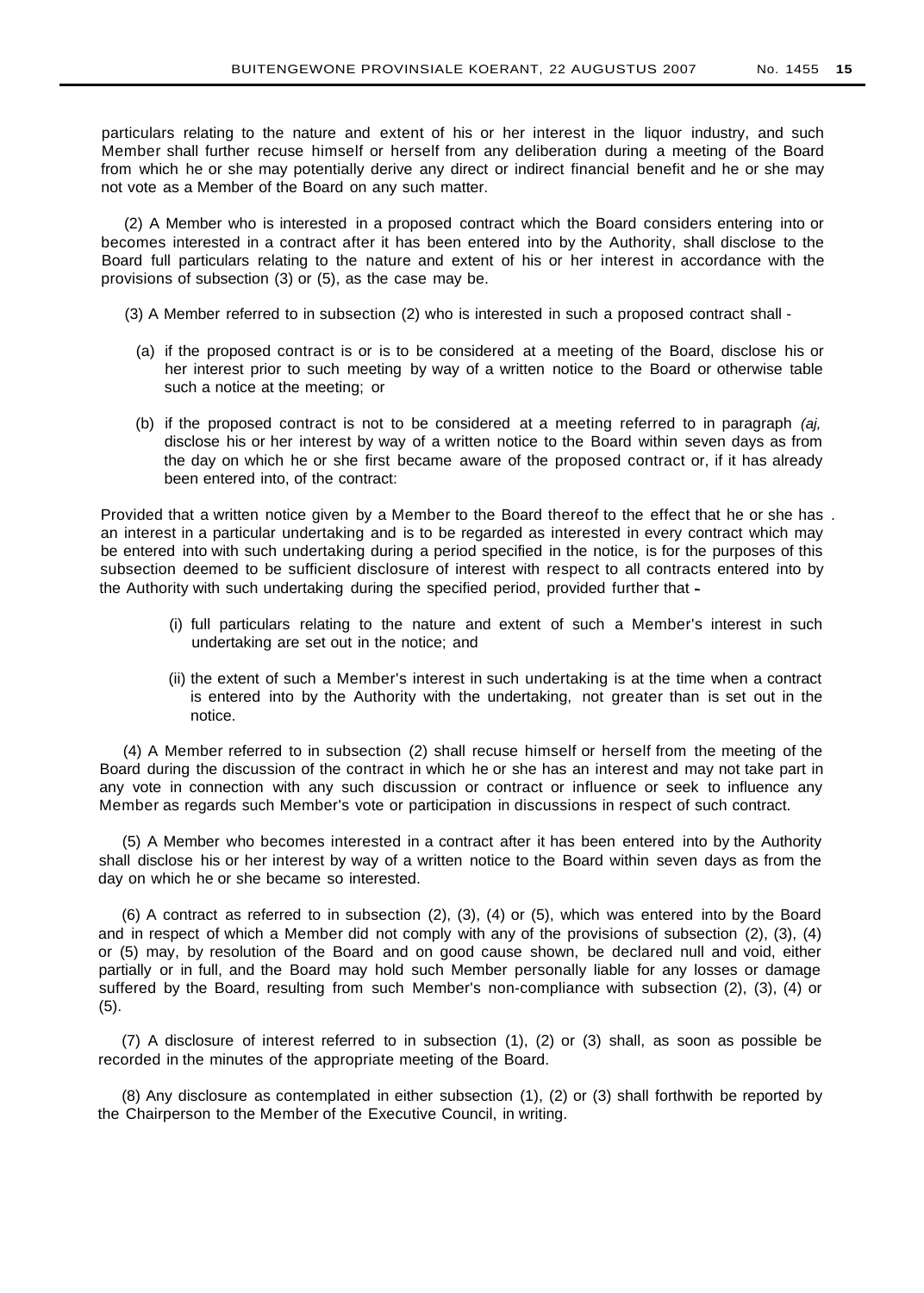particulars relating to the nature and extent of his or her interest in the liquor industry, and such Member shall further recuse himself or herself from any deliberation during a meeting of the Board from which he or she may potentially derive any direct or indirect financial benefit and he or she may not vote as a Member of the Board on any such matter.

(2) A Member who is interested in a proposed contract which the Board considers entering into or becomes interested in a contract after it has been entered into by the Authority, shall disclose to the Board full particulars relating to the nature and extent of his or her interest in accordance with the provisions of subsection (3) or (5), as the case may be.

(3) A Member referred to in subsection (2) who is interested in such a proposed contract shall -

(a) if the proposed contract is or is to be considered at a meeting of the Board, disclose his or her interest prior to such meeting by way of a written notice to the Board or otherwise table such a notice at the meeting; or

(b) if the proposed contract is not to be considered at a meeting referred to in paragraph *(aj,* disclose his or her interest by way of a written notice to the Board within seven days as from the day on which he or she first became aware of the proposed contract or, if it has already been entered into, of the contract:

Provided that a written notice given by a Member to the Board thereof to the effect that he or she has . an interest in a particular undertaking and is to be regarded as interested in every contract which may be entered into with such undertaking during a period specified in the notice, is for the purposes of this subsection deemed to be sufficient disclosure of interest with respect to all contracts entered into by the Authority with such undertaking during the specified period, provided further that -

(i) full particulars relating to the nature and extent of such a Member's interest in such undertaking are set out in the notice; and

(ii) the extent of such a Member's interest in such undertaking is at the time when a contract is entered into by the Authority with the undertaking, not greater than is set out in the notice.

(4) A Member referred to in subsection (2) shall recuse himself or herself from the meeting of the Board during the discussion of the contract in which he or she has an interest and may not take part in any vote in connection with any such discussion or contract or influence or seek to influence any Member as regards such Member's vote or participation in discussions in respect of such contract.

(5) A Member who becomes interested in a contract after it has been entered into by the Authority shall disclose his or her interest by way of a written notice to the Board within seven days as from the day on which he or she became so interested.

(6) A contract as referred to in subsection (2), (3), (4) or (5), which was entered into by the Board and in respect of which a Member did not comply with any of the provisions of subsection (2), (3), (4) or (5) may, by resolution of the Board and on good cause shown, be declared null and void, either partially or in full, and the Board may hold such Member personally liable for any losses or damage suffered by the Board, resulting from such Member's non-compliance with subsection (2), (3), (4) or (5).

(7) A disclosure of interest referred to in subsection (1), (2) or (3) shall, as soon as possible be recorded in the minutes of the appropriate meeting of the Board.

(8) Any disclosure as contemplated in either subsection (1), (2) or (3) shall forthwith be reported by the Chairperson to the Member of the Executive Council, in writing.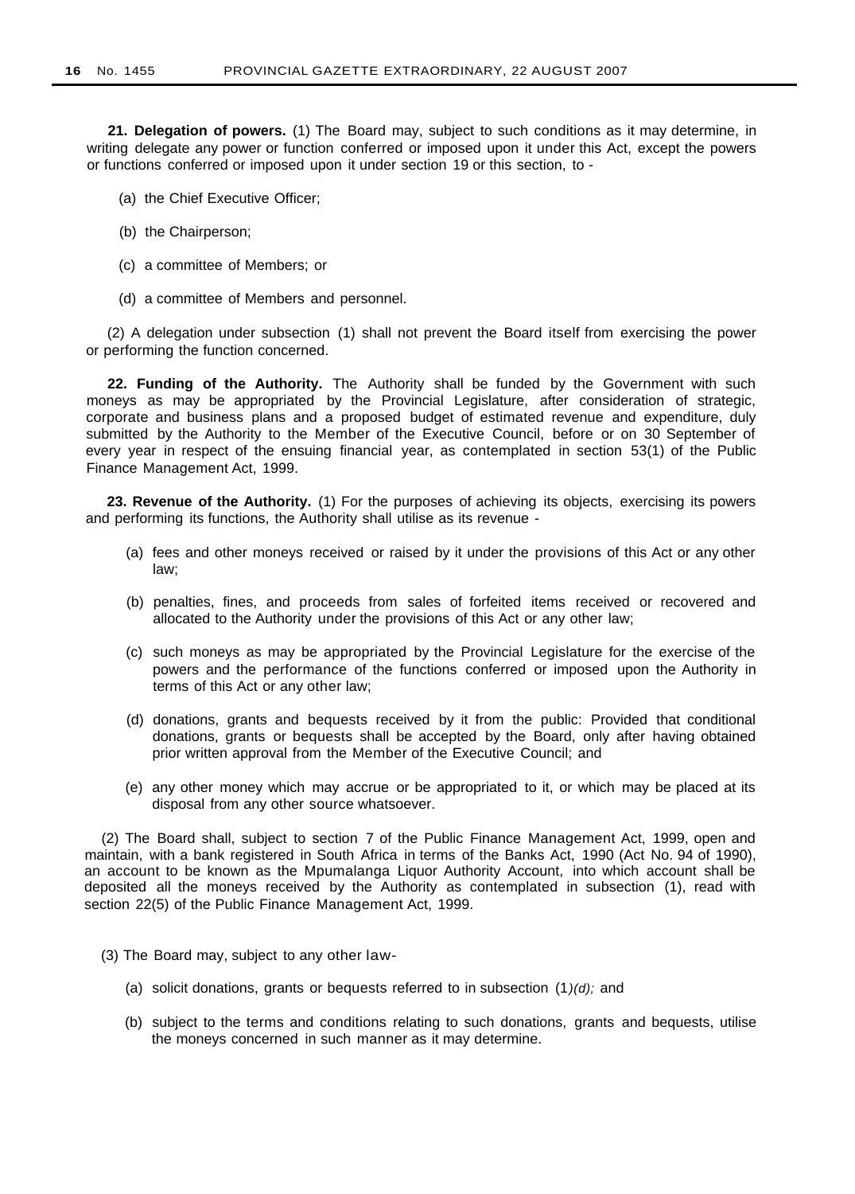**21. Delegation of powers.** (1) The Board may, subject to such conditions as it may determine, in writing delegate any power or function conferred or imposed upon it under this Act, except the powers or functions conferred or imposed upon it under section 19 or this section, to -

(a) the Chief Executive Officer;

(b) the Chairperson;

(c) a committee of Members; or

(d) a committee of Members and personnel.

(2) A delegation under subsection (1) shall not prevent the Board itself from exercising the power or performing the function concerned.

**22. Funding of the Authority.** The Authority shall be funded by the Government with such moneys as may be appropriated by the Provincial Legislature, after consideration of strategic, corporate and business plans and a proposed budget of estimated revenue and expenditure, duly submitted by the Authority to the Member of the Executive Council, before or on 30 September of every year in respect of the ensuing financial year, as contemplated in section 53(1) of the Public Finance Management Act, 1999.

**23. Revenue of the Authority.** (1) For the purposes of achieving its objects, exercising its powers and performing its functions, the Authority shall utilise as its revenue -

(a) fees and other moneys received or raised by it under the provisions of this Act or any other law;

(b) penalties, fines, and proceeds from sales of forfeited items received or recovered and allocated to the Authority under the provisions of this Act or any other law;

(c) such moneys as may be appropriated by the Provincial Legislature for the exercise of the powers and the performance of the functions conferred or imposed upon the Authority in terms of this Act or any other law;

(d) donations, grants and bequests received by it from the public: Provided that conditional donations, grants or bequests shall be accepted by the Board, only after having obtained prior written approval from the Member of the Executive Council; and

(e) any other money which may accrue or be appropriated to it, or which may be placed at its disposal from any other source whatsoever.

(2) The Board shall, subject to section 7 of the Public Finance Management Act, 1999, open and maintain, with a bank registered in South Africa in terms of the Banks Act, 1990 (Act No. 94 of 1990), an account to be known as the Mpumalanga Liquor Authority Account, into which account shall be deposited all the moneys received by the Authority as contemplated in subsection (1), read with section 22(5) of the Public Finance Management Act, 1999.

(3) The Board may, subject to any other law-

(a) solicit donations, grants or bequests referred to in subsection (1)*(d);* and

(b) subject to the terms and conditions relating to such donations, grants and bequests, utilise the moneys concerned in such manner as it may determine.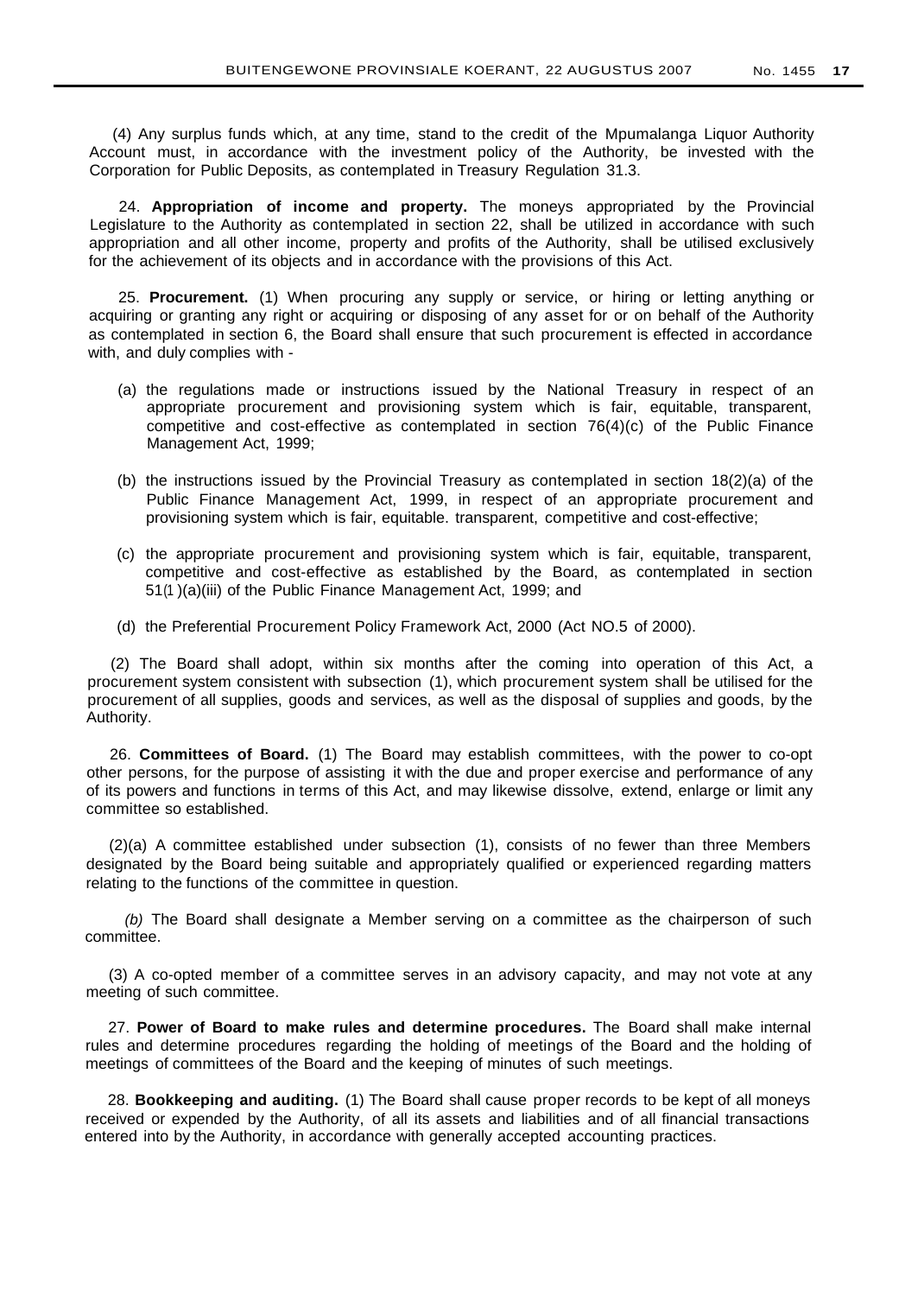(4) Any surplus funds which, at any time, stand to the credit of the Mpumalanga Liquor Authority Account must, in accordance with the investment policy of the Authority, be invested with the Corporation for Public Deposits, as contemplated in Treasury Regulation 31.3.

24. **Appropriation of income and property.** The moneys appropriated by the Provincial Legislature to the Authority as contemplated in section 22, shall be utilized in accordance with such appropriation and all other income, property and profits of the Authority, shall be utilised exclusively for the achievement of its objects and in accordance with the provisions of this Act.

25. **Procurement.** (1) When procuring any supply or service, or hiring or letting anything or acquiring or granting any right or acquiring or disposing of any asset for or on behalf of the Authority as contemplated in section 6, the Board shall ensure that such procurement is effected in accordance with, and duly complies with -

(a) the regulations made or instructions issued by the National Treasury in respect of an appropriate procurement and provisioning system which is fair, equitable, transparent, competitive and cost-effective as contemplated in section 76(4)(c) of the Public Finance Management Act, 1999;

(b) the instructions issued by the Provincial Treasury as contemplated in section 18(2)(a) of the Public Finance Management Act, 1999, in respect of an appropriate procurement and provisioning system which is fair, equitable. transparent, competitive and cost-effective;

(c) the appropriate procurement and provisioning system which is fair, equitable, transparent, competitive and cost-effective as established by the Board, as contemplated in section 51(1)(a)(iii) of the Public Finance Management Act, 1999; and

(d) the Preferential Procurement Policy Framework Act, 2000 (Act NO.5 of 2000).

(2) The Board shall adopt, within six months after the coming into operation of this Act, a procurement system consistent with subsection (1), which procurement system shall be utilised for the procurement of all supplies, goods and services, as well as the disposal of supplies and goods, by the Authority.

26. **Committees of Board.** (1) The Board may establish committees, with the power to co-opt other persons, for the purpose of assisting it with the due and proper exercise and performance of any of its powers and functions in terms of this Act, and may likewise dissolve, extend, enlarge or limit any committee so established.

(2)(a) A committee established under subsection (1), consists of no fewer than three Members designated by the Board being suitable and appropriately qualified or experienced regarding matters relating to the functions of the committee in question.

*(b)* The Board shall designate a Member serving on a committee as the chairperson of such committee.

(3) A co-opted member of a committee serves in an advisory capacity, and may not vote at any meeting of such committee.

27. **Power of Board to make rules and determine procedures.** The Board shall make internal rules and determine procedures regarding the holding of meetings of the Board and the holding of meetings of committees of the Board and the keeping of minutes of such meetings.

28. **Bookkeeping and auditing.** (1) The Board shall cause proper records to be kept of all moneys received or expended by the Authority, of all its assets and liabilities and of all financial transactions entered into by the Authority, in accordance with generally accepted accounting practices.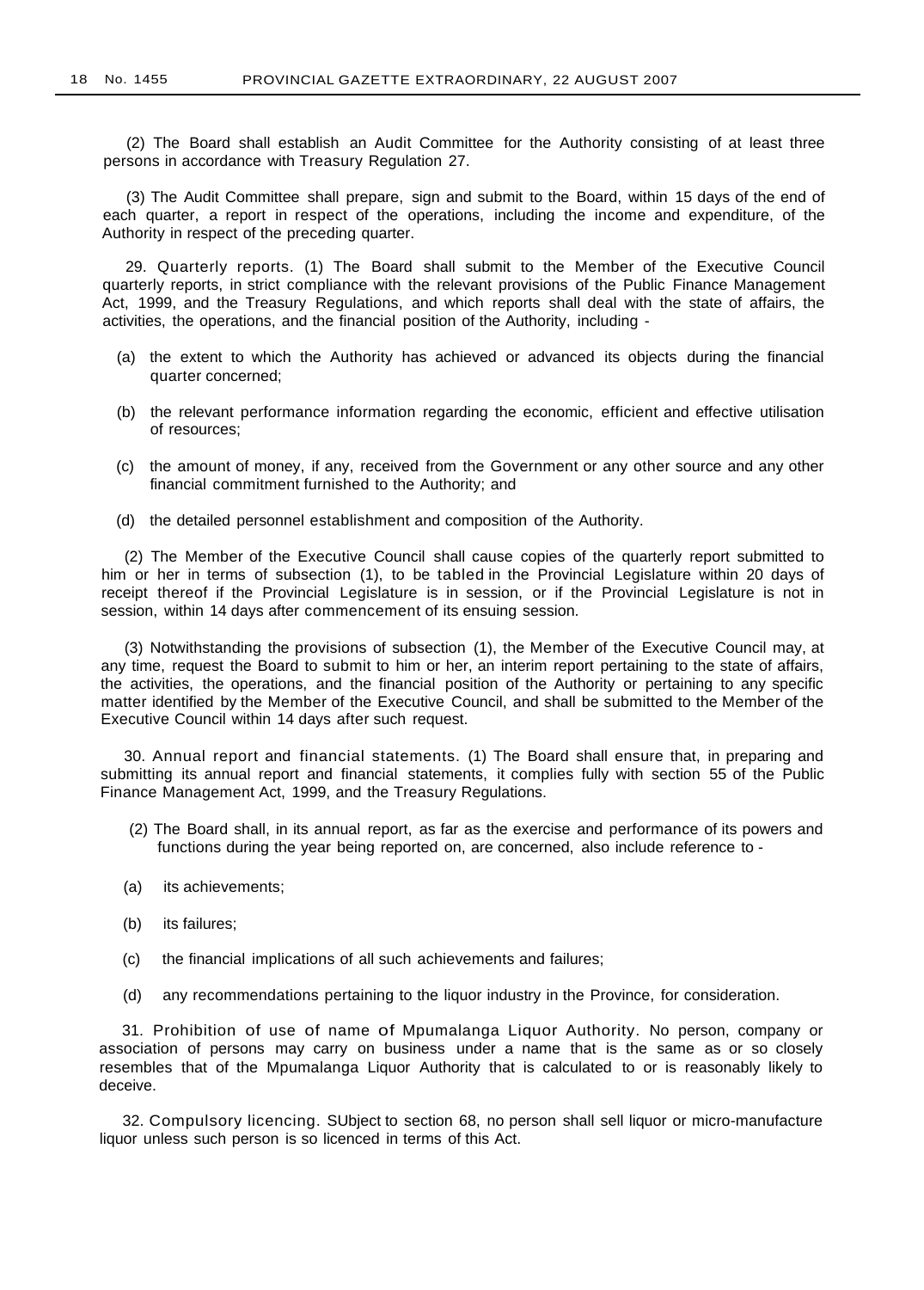(2) The Board shall establish an Audit Committee for the Authority consisting of at least three persons in accordance with Treasury Regulation 27.

(3) The Audit Committee shall prepare, sign and submit to the Board, within 15 days of the end of each quarter, a report in respect of the operations, including the income and expenditure, of the Authority in respect of the preceding quarter.

29. Quarterly reports. (1) The Board shall submit to the Member of the Executive Council quarterly reports, in strict compliance with the relevant provisions of the Public Finance Management Act, 1999, and the Treasury Regulations, and which reports shall deal with the state of affairs, the activities, the operations, and the financial position of the Authority, including -

(a) the extent to which the Authority has achieved or advanced its objects during the financial quarter concerned;

(b) the relevant performance information regarding the economic, efficient and effective utilisation of resources;

(c) the amount of money, if any, received from the Government or any other source and any other financial commitment furnished to the Authority; and

(d) the detailed personnel establishment and composition of the Authority.

(2) The Member of the Executive Council shall cause copies of the quarterly report submitted to him or her in terms of subsection (1), to be tabled in the Provincial Legislature within 20 days of receipt thereof if the Provincial Legislature is in session, or if the Provincial Legislature is not in session, within 14 days after commencement of its ensuing session.

(3) Notwithstanding the provisions of subsection (1), the Member of the Executive Council may, at any time, request the Board to submit to him or her, an interim report pertaining to the state of affairs, the activities, the operations, and the financial position of the Authority or pertaining to any specific matter identified by the Member of the Executive Council, and shall be submitted to the Member of the Executive Council within 14 days after such request.

30. Annual report and financial statements. (1) The Board shall ensure that, in preparing and submitting its annual report and financial statements, it complies fully with section 55 of the Public Finance Management Act, 1999, and the Treasury Regulations.

(2) The Board shall, in its annual report, as far as the exercise and performance of its powers and functions during the year being reported on, are concerned, also include reference to -

(a) its achievements;

(b) its failures;

(c) the financial implications of all such achievements and failures;

(d) any recommendations pertaining to the liquor industry in the Province, for consideration.

31. Prohibition of use of name of Mpumalanga Liquor Authority. No person, company or association of persons may carry on business under a name that is the same as or so closely resembles that of the Mpumalanga Liquor Authority that is calculated to or is reasonably likely to deceive.

32. Compulsory licencing. SUbject to section 68, no person shall sell liquor or micro-manufacture liquor unless such person is so licenced in terms of this Act.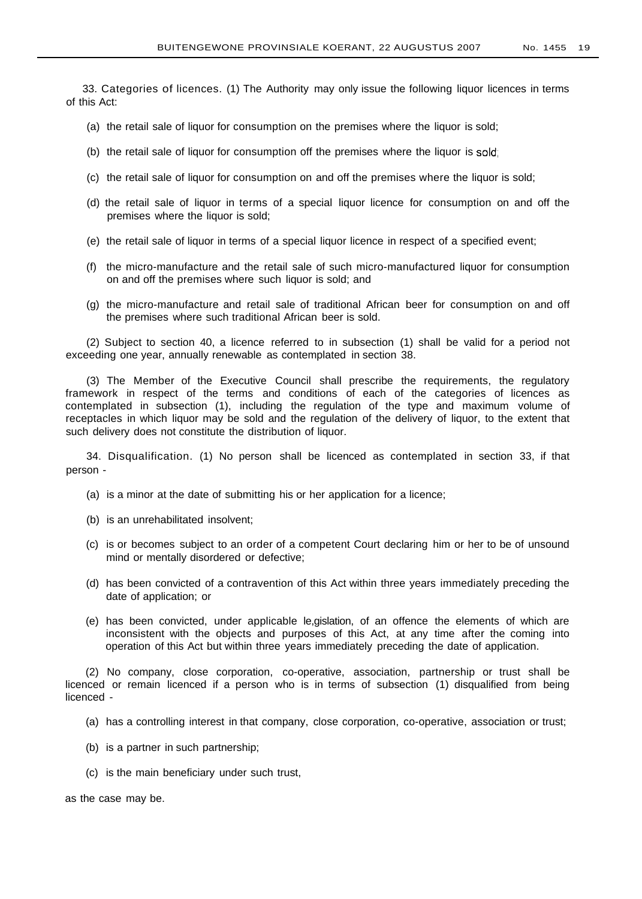33. Categories of licences. (1) The Authority may only issue the following liquor licences in terms of this Act:

(a) the retail sale of liquor for consumption on the premises where the liquor is sold;

(b) the retail sale of liquor for consumption off the premises where the liquor is sold;

(c) the retail sale of liquor for consumption on and off the premises where the liquor is sold;

(d) the retail sale of liquor in terms of a special liquor licence for consumption on and off the premises where the liquor is sold;

(e) the retail sale of liquor in terms of a special liquor licence in respect of a specified event;

(f) the micro-manufacture and the retail sale of such micro-manufactured liquor for consumption on and off the premises where such liquor is sold; and

(g) the micro-manufacture and retail sale of traditional African beer for consumption on and off the premises where such traditional African beer is sold.

(2) Subject to section 40, a licence referred to in subsection (1) shall be valid for a period not exceeding one year, annually renewable as contemplated in section 38.

(3) The Member of the Executive Council shall prescribe the requirements, the regulatory framework in respect of the terms and conditions of each of the categories of licences as contemplated in subsection (1), including the regulation of the type and maximum volume of receptacles in which liquor may be sold and the regulation of the delivery of liquor, to the extent that such delivery does not constitute the distribution of liquor.

34. Disqualification. (1) No person shall be licenced as contemplated in section 33, if that person -

(a) is a minor at the date of submitting his or her application for a licence;

(b) is an unrehabilitated insolvent;

(c) is or becomes subject to an order of a competent Court declaring him or her to be of unsound mind or mentally disordered or defective;

(d) has been convicted of a contravention of this Act within three years immediately preceding the date of application; or

(e) has been convicted, under applicable le,gislation, of an offence the elements of which are inconsistent with the objects and purposes of this Act, at any time after the coming into operation of this Act but within three years immediately preceding the date of application.

(2) No company, close corporation, co-operative, association, partnership or trust shall be licenced or remain licenced if a person who is in terms of subsection (1) disqualified from being licenced -

(a) has a controlling interest in that company, close corporation, co-operative, association or trust;

(b) is a partner in such partnership;

(c) is the main beneficiary under such trust,

as the case may be.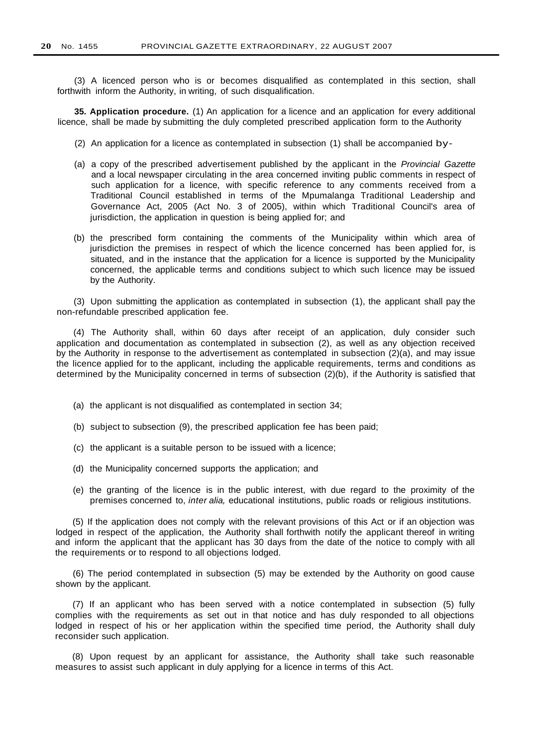(3) A licenced person who is or becomes disqualified as contemplated in this section, shall forthwith inform the Authority, in writing, of such disqualification.

**35. Application procedure.** (1) An application for a licence and an application for every additional licence, shall be made by submitting the duly completed prescribed application form to the Authority

(2) An application for a licence as contemplated in subsection (1) shall be accompanied by-

(a) a copy of the prescribed advertisement published by the applicant in the *Provincial Gazette* and a local newspaper circulating in the area concerned inviting public comments in respect of such application for a licence, with specific reference to any comments received from a Traditional Council established in terms of the Mpumalanga Traditional Leadership and Governance Act, 2005 (Act No. 3 of 2005), within which Traditional Council's area of jurisdiction, the application in question is being applied for; and

(b) the prescribed form containing the comments of the Municipality within which area of jurisdiction the premises in respect of which the licence concerned has been applied for, is situated, and in the instance that the application for a licence is supported by the Municipality concerned, the applicable terms and conditions subject to which such licence may be issued by the Authority.

(3) Upon submitting the application as contemplated in subsection (1), the applicant shall pay the non-refundable prescribed application fee.

(4) The Authority shall, within 60 days after receipt of an application, duly consider such application and documentation as contemplated in subsection (2), as well as any objection received by the Authority in response to the advertisement as contemplated in subsection (2)(a), and may issue the licence applied for to the applicant, including the applicable requirements, terms and conditions as determined by the Municipality concerned in terms of subsection (2)(b), if the Authority is satisfied that

(a) the applicant is not disqualified as contemplated in section 34;

(b) subject to subsection (9), the prescribed application fee has been paid;

(c) the applicant is a suitable person to be issued with a licence;

(d) the Municipality concerned supports the application; and

(e) the granting of the licence is in the public interest, with due regard to the proximity of the premises concerned to, *inter alia,* educational institutions, public roads or religious institutions.

(5) If the application does not comply with the relevant provisions of this Act or if an objection was lodged in respect of the application, the Authority shall forthwith notify the applicant thereof in writing and inform the applicant that the applicant has 30 days from the date of the notice to comply with all the requirements or to respond to all objections lodged.

(6) The period contemplated in subsection (5) may be extended by the Authority on good cause shown by the applicant.

(7) If an applicant who has been served with a notice contemplated in subsection (5) fully complies with the requirements as set out in that notice and has duly responded to all objections lodged in respect of his or her application within the specified time period, the Authority shall duly reconsider such application.

(8) Upon request by an applicant for assistance, the Authority shall take such reasonable measures to assist such applicant in duly applying for a licence in terms of this Act.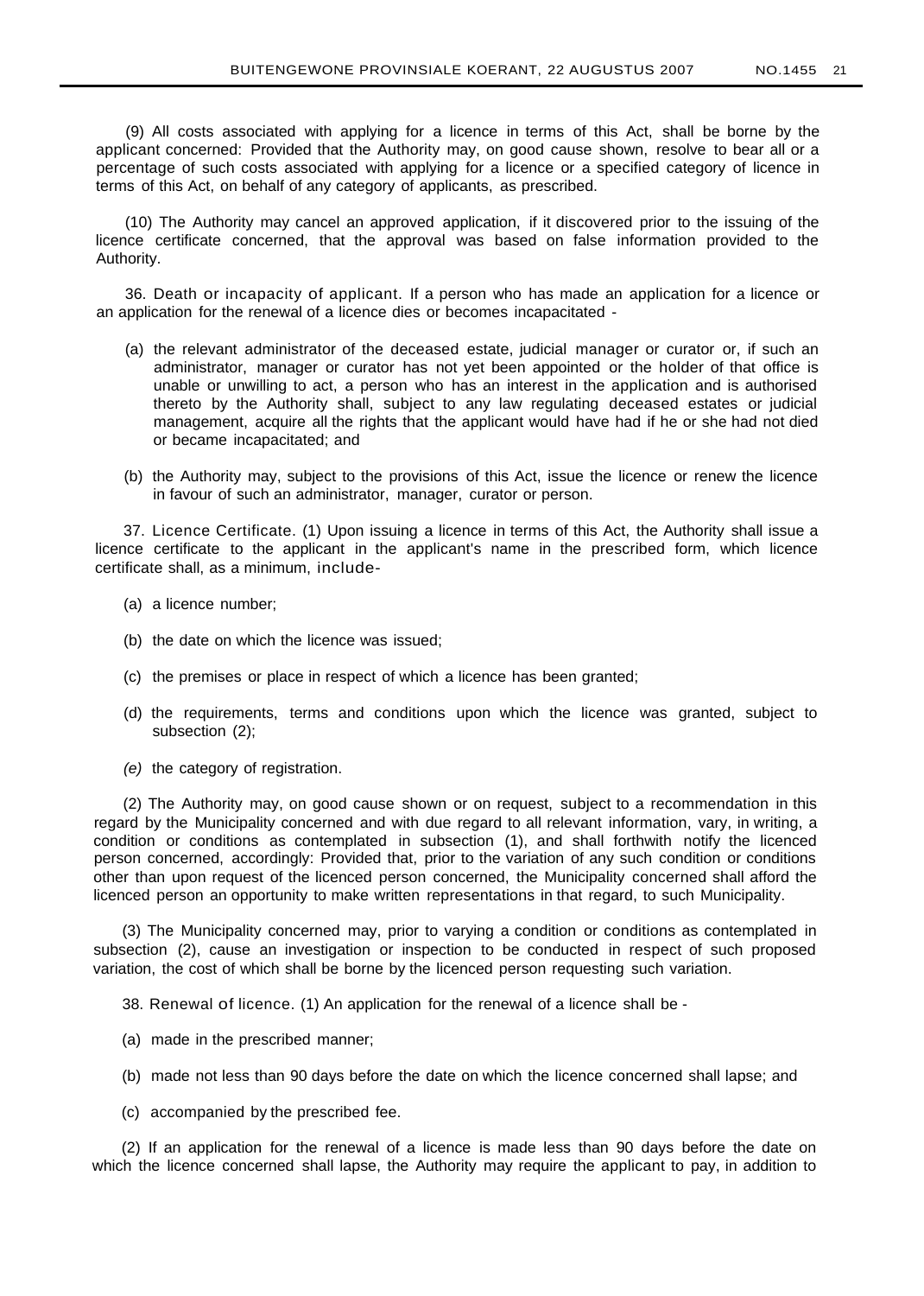(9) All costs associated with applying for a licence in terms of this Act, shall be borne by the applicant concerned: Provided that the Authority may, on good cause shown, resolve to bear all or a percentage of such costs associated with applying for a licence or a specified category of licence in terms of this Act, on behalf of any category of applicants, as prescribed.

(10) The Authority may cancel an approved application, if it discovered prior to the issuing of the licence certificate concerned, that the approval was based on false information provided to the Authority.

36. Death or incapacity of applicant. If a person who has made an application for a licence or an application for the renewal of a licence dies or becomes incapacitated -

(a) the relevant administrator of the deceased estate, judicial manager or curator or, if such an administrator, manager or curator has not yet been appointed or the holder of that office is unable or unwilling to act, a person who has an interest in the application and is authorised thereto by the Authority shall, subject to any law regulating deceased estates or judicial management, acquire all the rights that the applicant would have had if he or she had not died or became incapacitated; and

(b) the Authority may, subject to the provisions of this Act, issue the licence or renew the licence in favour of such an administrator, manager, curator or person.

37. Licence Certificate. (1) Upon issuing a licence in terms of this Act, the Authority shall issue a licence certificate to the applicant in the applicant's name in the prescribed form, which licence certificate shall, as a minimum, include-

(a) a licence number;

(b) the date on which the licence was issued;

(c) the premises or place in respect of which a licence has been granted;

(d) the requirements, terms and conditions upon which the licence was granted, subject to subsection (2);

*(e)* the category of registration.

(2) The Authority may, on good cause shown or on request, subject to a recommendation in this regard by the Municipality concerned and with due regard to all relevant information, vary, in writing, a condition or conditions as contemplated in subsection (1), and shall forthwith notify the licenced person concerned, accordingly: Provided that, prior to the variation of any such condition or conditions other than upon request of the licenced person concerned, the Municipality concerned shall afford the licenced person an opportunity to make written representations in that regard, to such Municipality.

(3) The Municipality concerned may, prior to varying a condition or conditions as contemplated in subsection (2), cause an investigation or inspection to be conducted in respect of such proposed variation, the cost of which shall be borne by the licenced person requesting such variation.

38. Renewal of licence. (1) An application for the renewal of a licence shall be -

(a) made in the prescribed manner;

(b) made not less than 90 days before the date on which the licence concerned shall lapse; and

(c) accompanied by the prescribed fee.

(2) If an application for the renewal of a licence is made less than 90 days before the date on which the licence concerned shall lapse, the Authority may require the applicant to pay, in addition to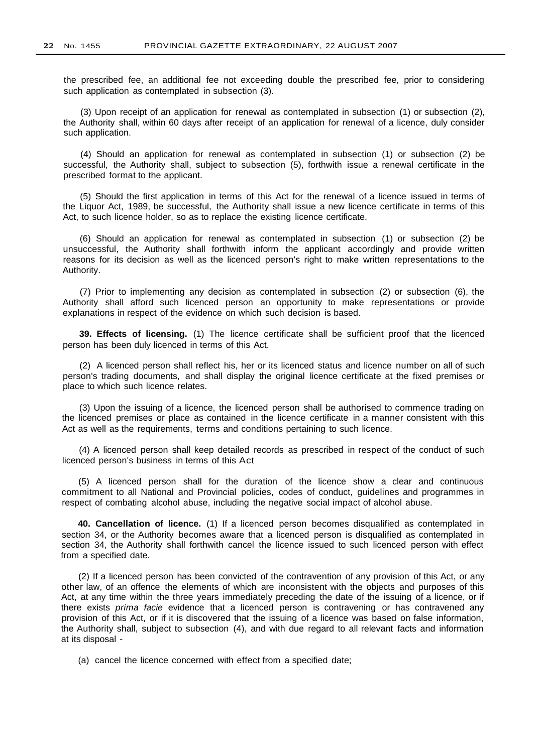the prescribed fee, an additional fee not exceeding double the prescribed fee, prior to considering such application as contemplated in subsection (3).

(3) Upon receipt of an application for renewal as contemplated in subsection (1) or subsection (2), the Authority shall, within 60 days after receipt of an application for renewal of a licence, duly consider such application.

(4) Should an application for renewal as contemplated in subsection (1) or subsection (2) be successful, the Authority shall, subject to subsection (5), forthwith issue a renewal certificate in the prescribed format to the applicant.

(5) Should the first application in terms of this Act for the renewal of a licence issued in terms of the Liquor Act, 1989, be successful, the Authority shall issue a new licence certificate in terms of this Act, to such licence holder, so as to replace the existing licence certificate.

(6) Should an application for renewal as contemplated in subsection (1) or subsection (2) be unsuccessful, the Authority shall forthwith inform the applicant accordingly and provide written reasons for its decision as well as the licenced person's right to make written representations to the Authority.

(7) Prior to implementing any decision as contemplated in subsection (2) or subsection (6), the Authority shall afford such licenced person an opportunity to make representations or provide explanations in respect of the evidence on which such decision is based.

**39. Effects of licensing.** (1) The licence certificate shall be sufficient proof that the licenced person has been duly licenced in terms of this Act.

(2) A licenced person shall reflect his, her or its licenced status and licence number on all of such person's trading documents, and shall display the original licence certificate at the fixed premises or place to which such licence relates.

(3) Upon the issuing of a licence, the licenced person shall be authorised to commence trading on the licenced premises or place as contained in the licence certificate in a manner consistent with this Act as well as the requirements, terms and conditions pertaining to such licence.

(4) A licenced person shall keep detailed records as prescribed in respect of the conduct of such licenced person's business in terms of this Act

(5) A licenced person shall for the duration of the licence show a clear and continuous commitment to all National and Provincial policies, codes of conduct, guidelines and programmes in respect of combating alcohol abuse, including the negative social impact of alcohol abuse.

**40. Cancellation of licence.** (1) If a licenced person becomes disqualified as contemplated in section 34, or the Authority becomes aware that a licenced person is disqualified as contemplated in section 34, the Authority shall forthwith cancel the licence issued to such licenced person with effect from a specified date.

(2) If a licenced person has been convicted of the contravention of any provision of this Act, or any other law, of an offence the elements of which are inconsistent with the objects and purposes of this Act, at any time within the three years immediately preceding the date of the issuing of a licence, or if there exists *prima facie* evidence that a licenced person is contravening or has contravened any provision of this Act, or if it is discovered that the issuing of a licence was based on false information, the Authority shall, subject to subsection (4), and with due regard to all relevant facts and information at its disposal -

(a) cancel the licence concerned with effect from a specified date;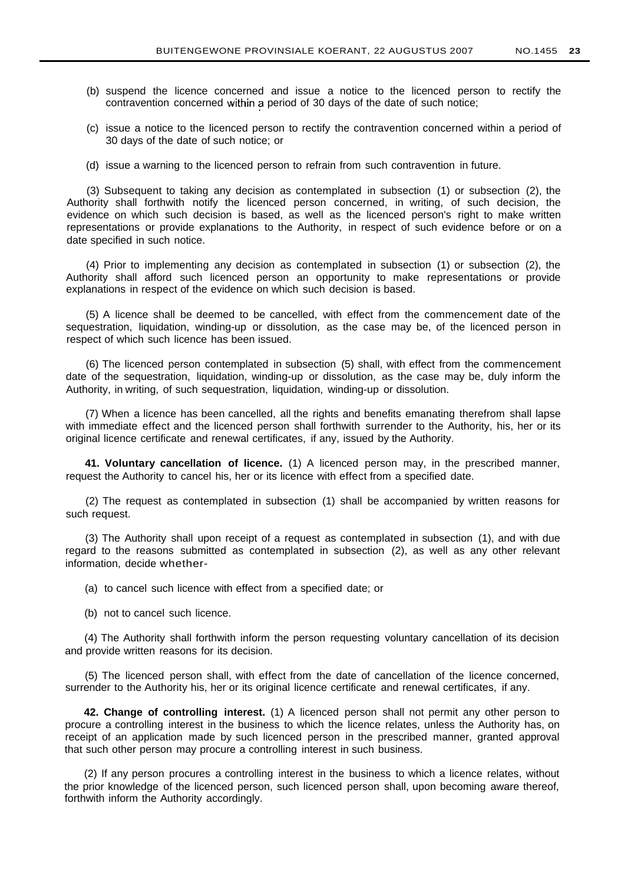(b) suspend the licence concerned and issue a notice to the licenced person to rectify the contravention concerned within a period of 30 days of the date of such notice;

(c) issue a notice to the licenced person to rectify the contravention concerned within a period of 30 days of the date of such notice; or

(d) issue a warning to the licenced person to refrain from such contravention in future.

(3) Subsequent to taking any decision as contemplated in subsection (1) or subsection (2), the Authority shall forthwith notify the licenced person concerned, in writing, of such decision, the evidence on which such decision is based, as well as the licenced person's right to make written representations or provide explanations to the Authority, in respect of such evidence before or on a date specified in such notice.

(4) Prior to implementing any decision as contemplated in subsection (1) or subsection (2), the Authority shall afford such licenced person an opportunity to make representations or provide explanations in respect of the evidence on which such decision is based.

(5) A licence shall be deemed to be cancelled, with effect from the commencement date of the sequestration, liquidation, winding-up or dissolution, as the case may be, of the licenced person in respect of which such licence has been issued.

(6) The licenced person contemplated in subsection (5) shall, with effect from the commencement date of the sequestration, liquidation, winding-up or dissolution, as the case may be, duly inform the Authority, in writing, of such sequestration, liquidation, winding-up or dissolution.

(7) When a licence has been cancelled, all the rights and benefits emanating therefrom shall lapse with immediate effect and the licenced person shall forthwith surrender to the Authority, his, her or its original licence certificate and renewal certificates, if any, issued by the Authority.

**41. Voluntary cancellation of licence.** (1) A licenced person may, in the prescribed manner, request the Authority to cancel his, her or its licence with effect from a specified date.

(2) The request as contemplated in subsection (1) shall be accompanied by written reasons for such request.

(3) The Authority shall upon receipt of a request as contemplated in subsection (1), and with due regard to the reasons submitted as contemplated in subsection (2), as well as any other relevant information, decide whether-

(a) to cancel such licence with effect from a specified date; or

(b) not to cancel such licence.

(4) The Authority shall forthwith inform the person requesting voluntary cancellation of its decision and provide written reasons for its decision.

(5) The licenced person shall, with effect from the date of cancellation of the licence concerned, surrender to the Authority his, her or its original licence certificate and renewal certificates, if any.

**42. Change of controlling interest.** (1) A licenced person shall not permit any other person to procure a controlling interest in the business to which the licence relates, unless the Authority has, on receipt of an application made by such licenced person in the prescribed manner, granted approval that such other person may procure a controlling interest in such business.

(2) If any person procures a controlling interest in the business to which a licence relates, without the prior knowledge of the licenced person, such licenced person shall, upon becoming aware thereof, forthwith inform the Authority accordingly.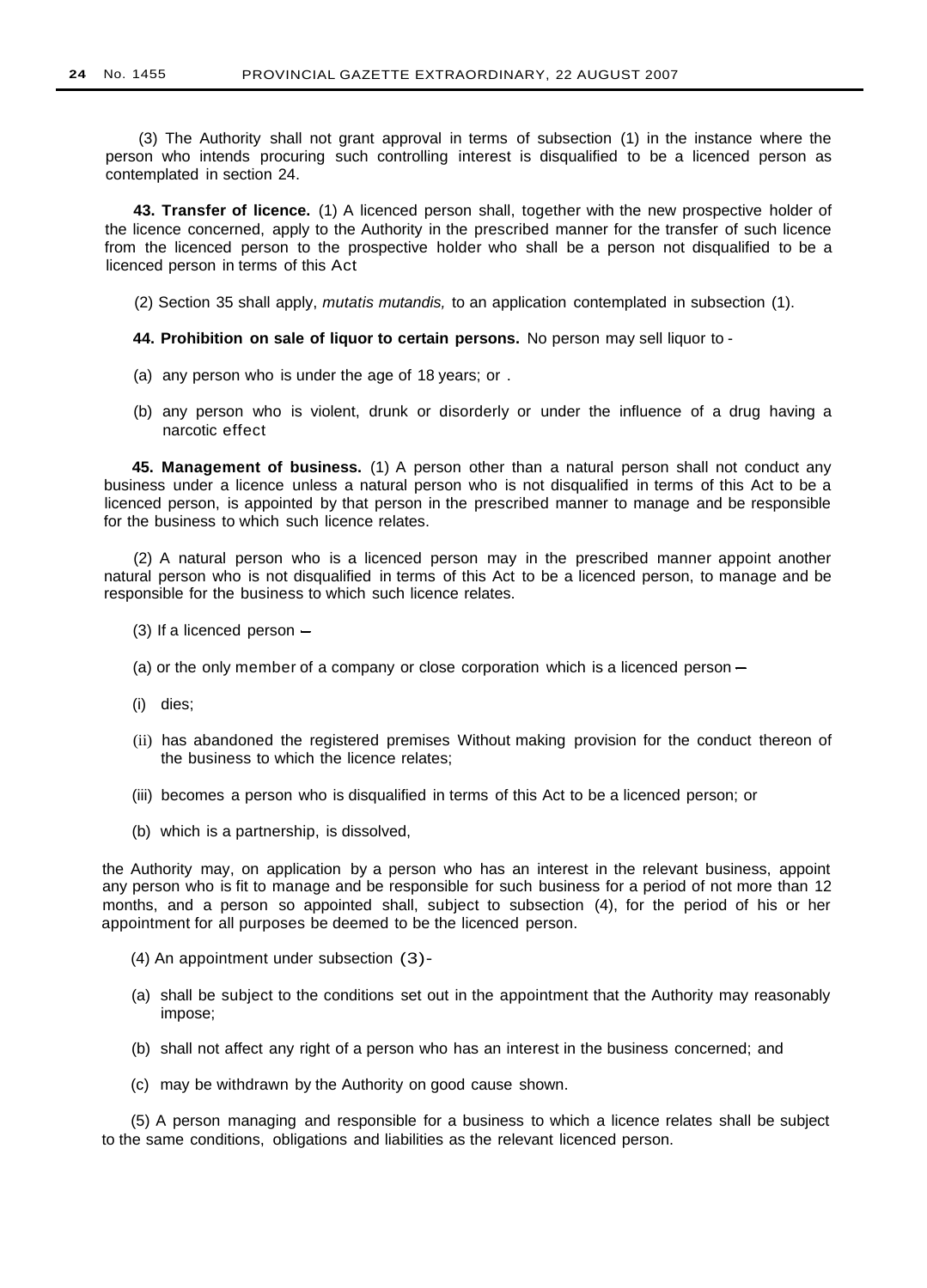(3) The Authority shall not grant approval in terms of subsection (1) in the instance where the person who intends procuring such controlling interest is disqualified to be a licenced person as contemplated in section 24.

**43. Transfer of licence.** (1) A licenced person shall, together with the new prospective holder of the licence concerned, apply to the Authority in the prescribed manner for the transfer of such licence from the licenced person to the prospective holder who shall be a person not disqualified to be a licenced person in terms of this Act

(2) Section 35 shall apply, *mutatis mutandis,* to an application contemplated in subsection (1).

**44. Prohibition on sale of liquor to certain persons.** No person may sell liquor to -

(a) any person who is under the age of 18 years; or .

(b) any person who is violent, drunk or disorderly or under the influence of a drug having a narcotic effect

**45. Management of business.** (1) A person other than a natural person shall not conduct any business under a licence unless a natural person who is not disqualified in terms of this Act to be a licenced person, is appointed by that person in the prescribed manner to manage and be responsible for the business to which such licence relates.

(2) A natural person who is a licenced person may in the prescribed manner appoint another natural person who is not disqualified in terms of this Act to be a licenced person, to manage and be responsible for the business to which such licence relates.

(3) If a licenced person –

(a) or the only member of a company or close corporation which is a licenced person –

(i) dies;

(ii) has abandoned the registered premises Without making provision for the conduct thereon of the business to which the licence relates;

(iii) becomes a person who is disqualified in terms of this Act to be a licenced person; or

(b) which is a partnership, is dissolved,

the Authority may, on application by a person who has an interest in the relevant business, appoint any person who is fit to manage and be responsible for such business for a period of not more than 12 months, and a person so appointed shall, subject to subsection (4), for the period of his or her appointment for all purposes be deemed to be the licenced person.

(4) An appointment under subsection (3)-

(a) shall be subject to the conditions set out in the appointment that the Authority may reasonably impose;

(b) shall not affect any right of a person who has an interest in the business concerned; and

(c) may be withdrawn by the Authority on good cause shown.

(5) A person managing and responsible for a business to which a licence relates shall be subject to the same conditions, obligations and liabilities as the relevant licenced person.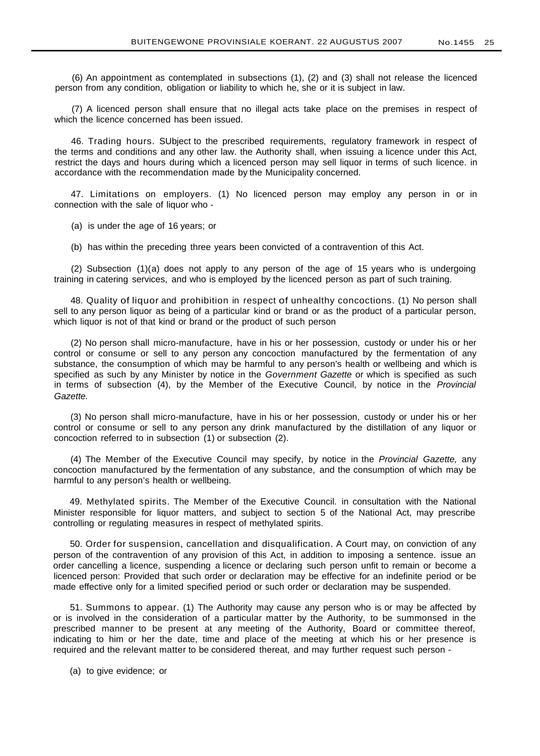(6) An appointment as contemplated in subsections (1), (2) and (3) shall not release the licenced person from any condition, obligation or liability to which he, she or it is subject in law.

(7) A licenced person shall ensure that no illegal acts take place on the premises in respect of which the licence concerned has been issued.

46. Trading hours. SUbject to the prescribed requirements, regulatory framework in respect of the terms and conditions and any other law. the Authority shall, when issuing a licence under this Act, restrict the days and hours during which a licenced person may sell liquor in terms of such licence. in accordance with the recommendation made by the Municipality concerned.

47. Limitations on employers. (1) No licenced person may employ any person in or in connection with the sale of liquor who -

(a) is under the age of 16 years; or

(b) has within the preceding three years been convicted of a contravention of this Act.

(2) Subsection (1)(a) does not apply to any person of the age of 15 years who is undergoing training in catering services, and who is employed by the licenced person as part of such training.

48. Quality of liquor and prohibition in respect of unhealthy concoctions. (1) No person shall sell to any person liquor as being of a particular kind or brand or as the product of a particular person, which liquor is not of that kind or brand or the product of such person

(2) No person shall micro-manufacture, have in his or her possession, custody or under his or her control or consume or sell to any person any concoction manufactured by the fermentation of any substance, the consumption of which may be harmful to any person's health or wellbeing and which is specified as such by any Minister by notice in the *Government Gazette* or which is specified as such in terms of subsection (4), by the Member of the Executive Council, by notice in the *Provincial Gazette.*

(3) No person shall micro-manufacture, have in his or her possession, custody or under his or her control or consume or sell to any person any drink manufactured by the distillation of any liquor or concoction referred to in subsection (1) or subsection (2).

(4) The Member of the Executive Council may specify, by notice in the *Provincial Gazette,* any concoction manufactured by the fermentation of any substance, and the consumption of which may be harmful to any person's health or wellbeing.

49. Methylated spirits. The Member of the Executive Council. in consultation with the National Minister responsible for liquor matters, and subject to section 5 of the National Act, may prescribe controlling or regulating measures in respect of methylated spirits.

50. Order for suspension, cancellation and disqualification. A Court may, on conviction of any person of the contravention of any provision of this Act, in addition to imposing a sentence. issue an order cancelling a licence, suspending a licence or declaring such person unfit to remain or become a licenced person: Provided that such order or declaration may be effective for an indefinite period or be made effective only for a limited specified period or such order or declaration may be suspended.

51. Summons to appear. (1) The Authority may cause any person who is or may be affected by or is involved in the consideration of a particular matter by the Authority, to be summonsed in the prescribed manner to be present at any meeting of the Authority, Board or committee thereof, indicating to him or her the date, time and place of the meeting at which his or her presence is required and the relevant matter to be considered thereat, and may further request such person -

(a) to give evidence; or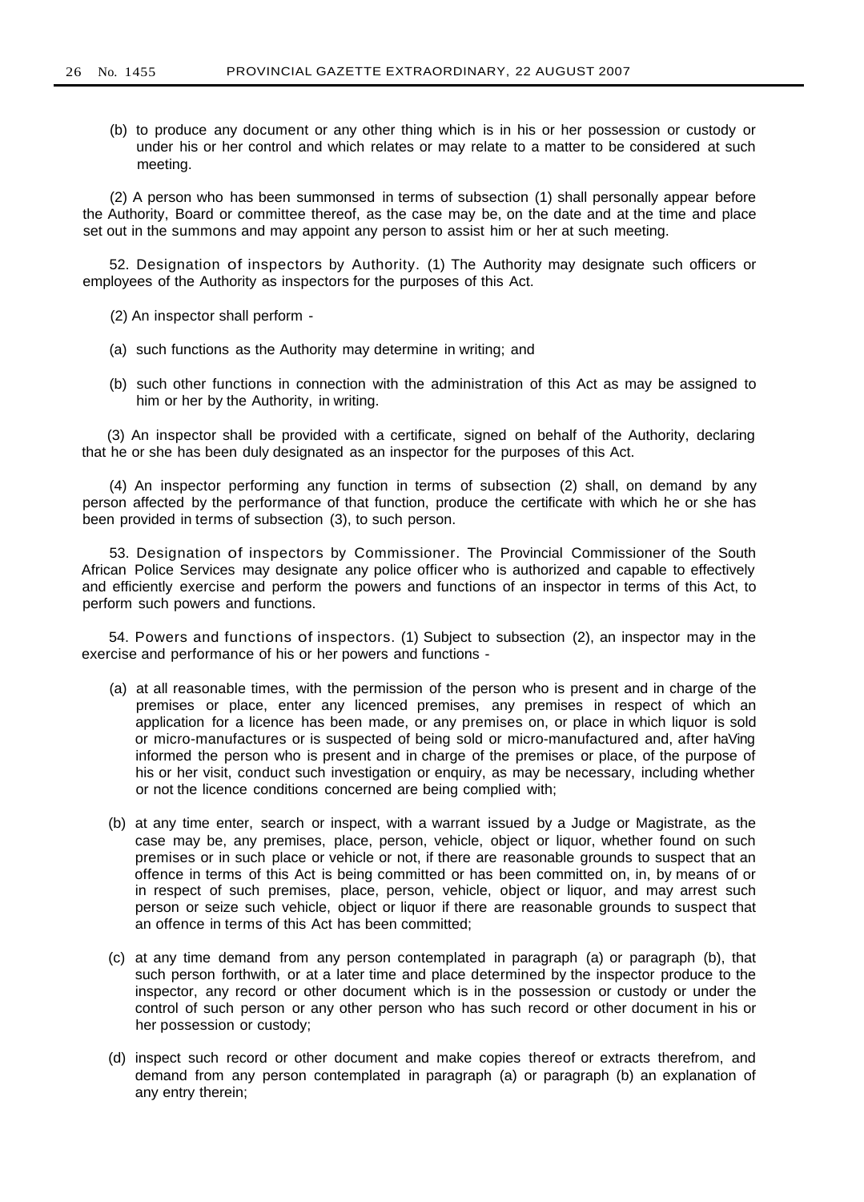(b) to produce any document or any other thing which is in his or her possession or custody or under his or her control and which relates or may relate to a matter to be considered at such meeting.

(2) A person who has been summonsed in terms of subsection (1) shall personally appear before the Authority, Board or committee thereof, as the case may be, on the date and at the time and place set out in the summons and may appoint any person to assist him or her at such meeting.

52. Designation of inspectors by Authority. (1) The Authority may designate such officers or employees of the Authority as inspectors for the purposes of this Act.

(2) An inspector shall perform -

(a) such functions as the Authority may determine in writing; and

(b) such other functions in connection with the administration of this Act as may be assigned to him or her by the Authority, in writing.

(3) An inspector shall be provided with a certificate, signed on behalf of the Authority, declaring that he or she has been duly designated as an inspector for the purposes of this Act.

(4) An inspector performing any function in terms of subsection (2) shall, on demand by any person affected by the performance of that function, produce the certificate with which he or she has been provided in terms of subsection (3), to such person.

53. Designation of inspectors by Commissioner. The Provincial Commissioner of the South African Police Services may designate any police officer who is authorized and capable to effectively and efficiently exercise and perform the powers and functions of an inspector in terms of this Act, to perform such powers and functions.

54. Powers and functions of inspectors. (1) Subject to subsection (2), an inspector may in the exercise and performance of his or her powers and functions -

(a) at all reasonable times, with the permission of the person who is present and in charge of the premises or place, enter any licenced premises, any premises in respect of which an application for a licence has been made, or any premises on, or place in which liquor is sold or micro-manufactures or is suspected of being sold or micro-manufactured and, after haVing informed the person who is present and in charge of the premises or place, of the purpose of his or her visit, conduct such investigation or enquiry, as may be necessary, including whether or not the licence conditions concerned are being complied with;

(b) at any time enter, search or inspect, with a warrant issued by a Judge or Magistrate, as the case may be, any premises, place, person, vehicle, object or liquor, whether found on such premises or in such place or vehicle or not, if there are reasonable grounds to suspect that an offence in terms of this Act is being committed or has been committed on, in, by means of or in respect of such premises, place, person, vehicle, object or liquor, and may arrest such person or seize such vehicle, object or liquor if there are reasonable grounds to suspect that an offence in terms of this Act has been committed;

(c) at any time demand from any person contemplated in paragraph (a) or paragraph (b), that such person forthwith, or at a later time and place determined by the inspector produce to the inspector, any record or other document which is in the possession or custody or under the control of such person or any other person who has such record or other document in his or her possession or custody;

(d) inspect such record or other document and make copies thereof or extracts therefrom, and demand from any person contemplated in paragraph (a) or paragraph (b) an explanation of any entry therein;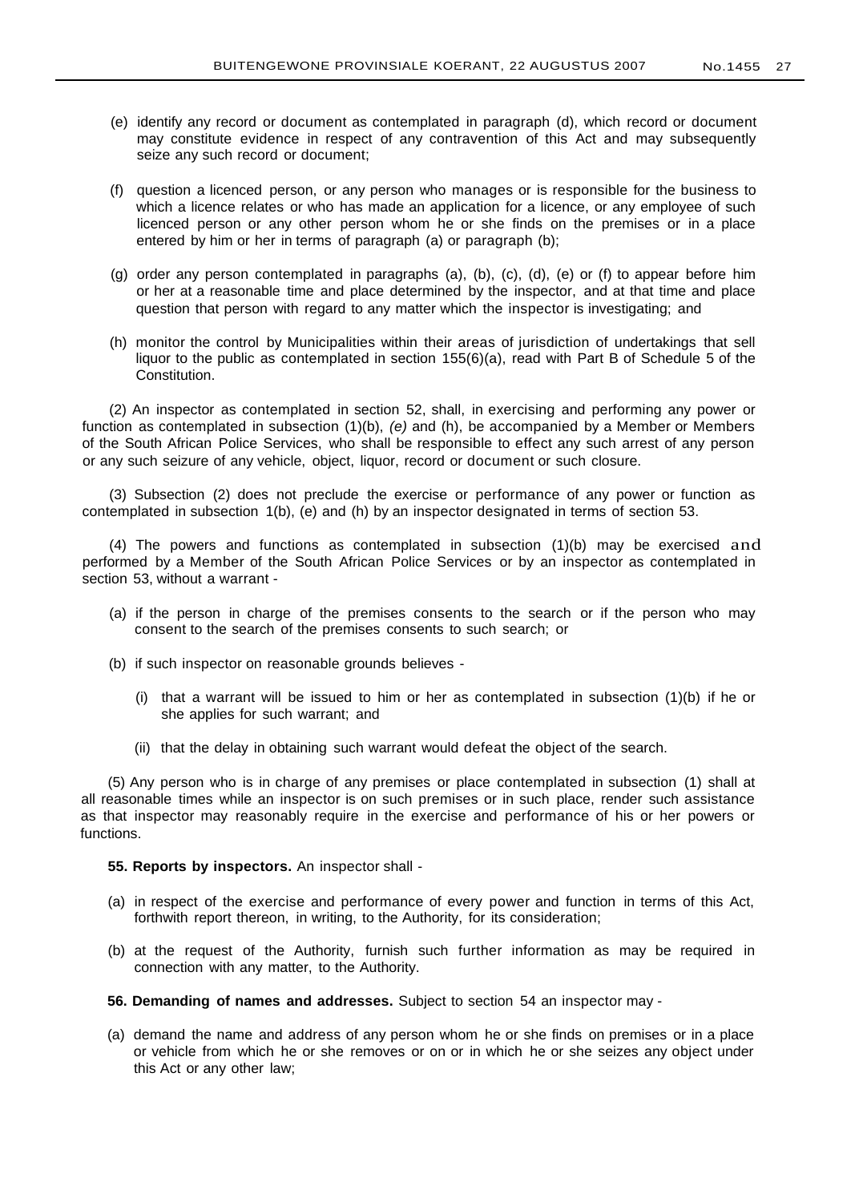(e) identify any record or document as contemplated in paragraph (d), which record or document may constitute evidence in respect of any contravention of this Act and may subsequently seize any such record or document;

(f) question a licenced person, or any person who manages or is responsible for the business to which a licence relates or who has made an application for a licence, or any employee of such licenced person or any other person whom he or she finds on the premises or in a place entered by him or her in terms of paragraph (a) or paragraph (b);

(g) order any person contemplated in paragraphs (a), (b), (c), (d), (e) or (f) to appear before him or her at a reasonable time and place determined by the inspector, and at that time and place question that person with regard to any matter which the inspector is investigating; and

(h) monitor the control by Municipalities within their areas of jurisdiction of undertakings that sell liquor to the public as contemplated in section 155(6)(a), read with Part B of Schedule 5 of the Constitution.

(2) An inspector as contemplated in section 52, shall, in exercising and performing any power or function as contemplated in subsection (1)(b), *(e)* and (h), be accompanied by a Member or Members of the South African Police Services, who shall be responsible to effect any such arrest of any person or any such seizure of any vehicle, object, liquor, record or document or such closure.

(3) Subsection (2) does not preclude the exercise or performance of any power or function as contemplated in subsection 1(b), (e) and (h) by an inspector designated in terms of section 53.

(4) The powers and functions as contemplated in subsection (1)(b) may be exercised and performed by a Member of the South African Police Services or by an inspector as contemplated in section 53, without a warrant -

(a) if the person in charge of the premises consents to the search or if the person who may consent to the search of the premises consents to such search; or

(b) if such inspector on reasonable grounds believes -

   (i) that a warrant will be issued to him or her as contemplated in subsection (1)(b) if he or she applies for such warrant; and

   (ii) that the delay in obtaining such warrant would defeat the object of the search.

(5) Any person who is in charge of any premises or place contemplated in subsection (1) shall at all reasonable times while an inspector is on such premises or in such place, render such assistance as that inspector may reasonably require in the exercise and performance of his or her powers or functions.

**55. Reports by inspectors.** An inspector shall -

(a) in respect of the exercise and performance of every power and function in terms of this Act, forthwith report thereon, in writing, to the Authority, for its consideration;

(b) at the request of the Authority, furnish such further information as may be required in connection with any matter, to the Authority.

**56. Demanding of names and addresses.** Subject to section 54 an inspector may -

(a) demand the name and address of any person whom he or she finds on premises or in a place or vehicle from which he or she removes or on or in which he or she seizes any object under this Act or any other law;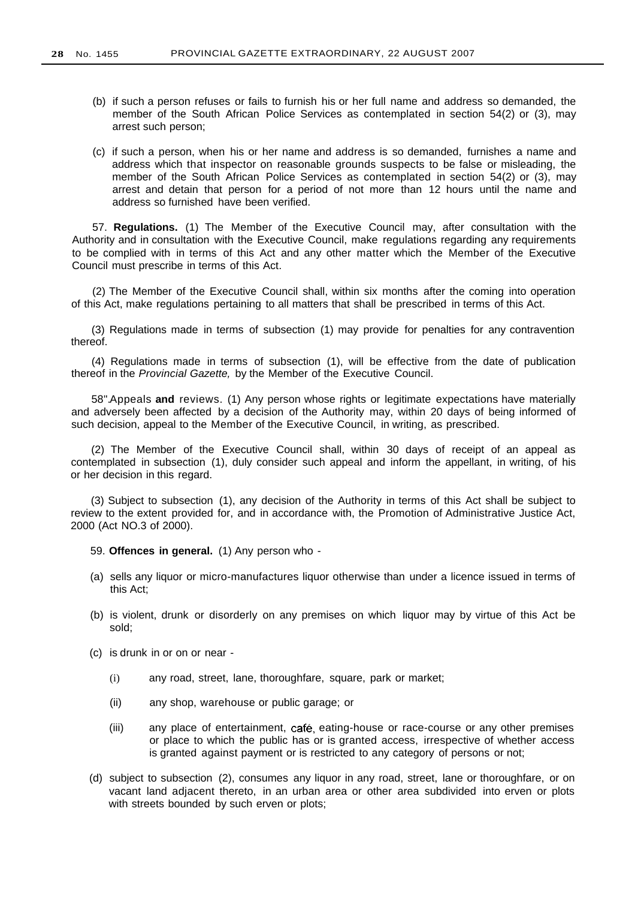(b) if such a person refuses or fails to furnish his or her full name and address so demanded, the member of the South African Police Services as contemplated in section 54(2) or (3), may arrest such person;

(c) if such a person, when his or her name and address is so demanded, furnishes a name and address which that inspector on reasonable grounds suspects to be false or misleading, the member of the South African Police Services as contemplated in section 54(2) or (3), may arrest and detain that person for a period of not more than 12 hours until the name and address so furnished have been verified.

57. **Regulations.** (1) The Member of the Executive Council may, after consultation with the Authority and in consultation with the Executive Council, make regulations regarding any requirements to be complied with in terms of this Act and any other matter which the Member of the Executive Council must prescribe in terms of this Act.

(2) The Member of the Executive Council shall, within six months after the coming into operation of this Act, make regulations pertaining to all matters that shall be prescribed in terms of this Act.

(3) Regulations made in terms of subsection (1) may provide for penalties for any contravention thereof.

(4) Regulations made in terms of subsection (1), will be effective from the date of publication thereof in the *Provincial Gazette,* by the Member of the Executive Council.

58".Appeals **and** reviews. (1) Any person whose rights or legitimate expectations have materially and adversely been affected by a decision of the Authority may, within 20 days of being informed of such decision, appeal to the Member of the Executive Council, in writing, as prescribed.

(2) The Member of the Executive Council shall, within 30 days of receipt of an appeal as contemplated in subsection (1), duly consider such appeal and inform the appellant, in writing, of his or her decision in this regard.

(3) Subject to subsection (1), any decision of the Authority in terms of this Act shall be subject to review to the extent provided for, and in accordance with, the Promotion of Administrative Justice Act, 2000 (Act NO.3 of 2000).

59. **Offences in general.** (1) Any person who -

(a) sells any liquor or micro-manufactures liquor otherwise than under a licence issued in terms of this Act;

(b) is violent, drunk or disorderly on any premises on which liquor may by virtue of this Act be sold;

(c) is drunk in or on or near -

(i) any road, street, lane, thoroughfare, square, park or market;

(ii) any shop, warehouse or public garage; or

(iii) any place of entertainment, café, eating-house or race-course or any other premises or place to which the public has or is granted access, irrespective of whether access is granted against payment or is restricted to any category of persons or not;

(d) subject to subsection (2), consumes any liquor in any road, street, lane or thoroughfare, or on vacant land adjacent thereto, in an urban area or other area subdivided into erven or plots with streets bounded by such erven or plots;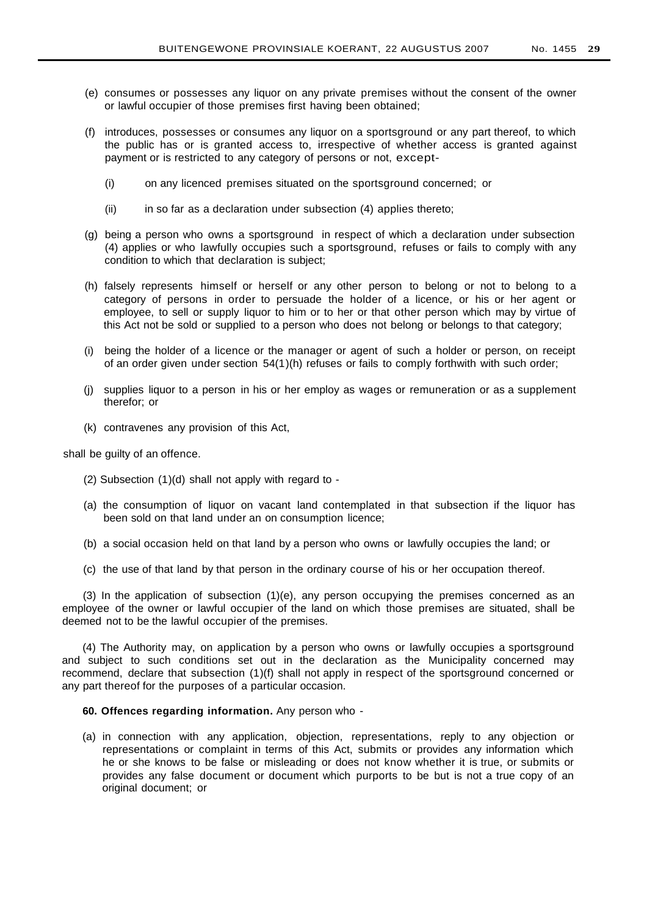(e) consumes or possesses any liquor on any private premises without the consent of the owner or lawful occupier of those premises first having been obtained;

(f) introduces, possesses or consumes any liquor on a sportsground or any part thereof, to which the public has or is granted access to, irrespective of whether access is granted against payment or is restricted to any category of persons or not, except-

(i) on any licenced premises situated on the sportsground concerned; or

(ii) in so far as a declaration under subsection (4) applies thereto;

(g) being a person who owns a sportsground in respect of which a declaration under subsection (4) applies or who lawfully occupies such a sportsground, refuses or fails to comply with any condition to which that declaration is subject;

(h) falsely represents himself or herself or any other person to belong or not to belong to a category of persons in order to persuade the holder of a licence, or his or her agent or employee, to sell or supply liquor to him or to her or that other person which may by virtue of this Act not be sold or supplied to a person who does not belong or belongs to that category;

(i) being the holder of a licence or the manager or agent of such a holder or person, on receipt of an order given under section 54(1)(h) refuses or fails to comply forthwith with such order;

(j) supplies liquor to a person in his or her employ as wages or remuneration or as a supplement therefor; or

(k) contravenes any provision of this Act,

shall be guilty of an offence.

(2) Subsection (1)(d) shall not apply with regard to -

(a) the consumption of liquor on vacant land contemplated in that subsection if the liquor has been sold on that land under an on consumption licence;

(b) a social occasion held on that land by a person who owns or lawfully occupies the land; or

(c) the use of that land by that person in the ordinary course of his or her occupation thereof.

(3) In the application of subsection (1)(e), any person occupying the premises concerned as an employee of the owner or lawful occupier of the land on which those premises are situated, shall be deemed not to be the lawful occupier of the premises.

(4) The Authority may, on application by a person who owns or lawfully occupies a sportsground and subject to such conditions set out in the declaration as the Municipality concerned may recommend, declare that subsection (1)(f) shall not apply in respect of the sportsground concerned or any part thereof for the purposes of a particular occasion.

**60. Offences regarding information.** Any person who -

(a) in connection with any application, objection, representations, reply to any objection or representations or complaint in terms of this Act, submits or provides any information which he or she knows to be false or misleading or does not know whether it is true, or submits or provides any false document or document which purports to be but is not a true copy of an original document; or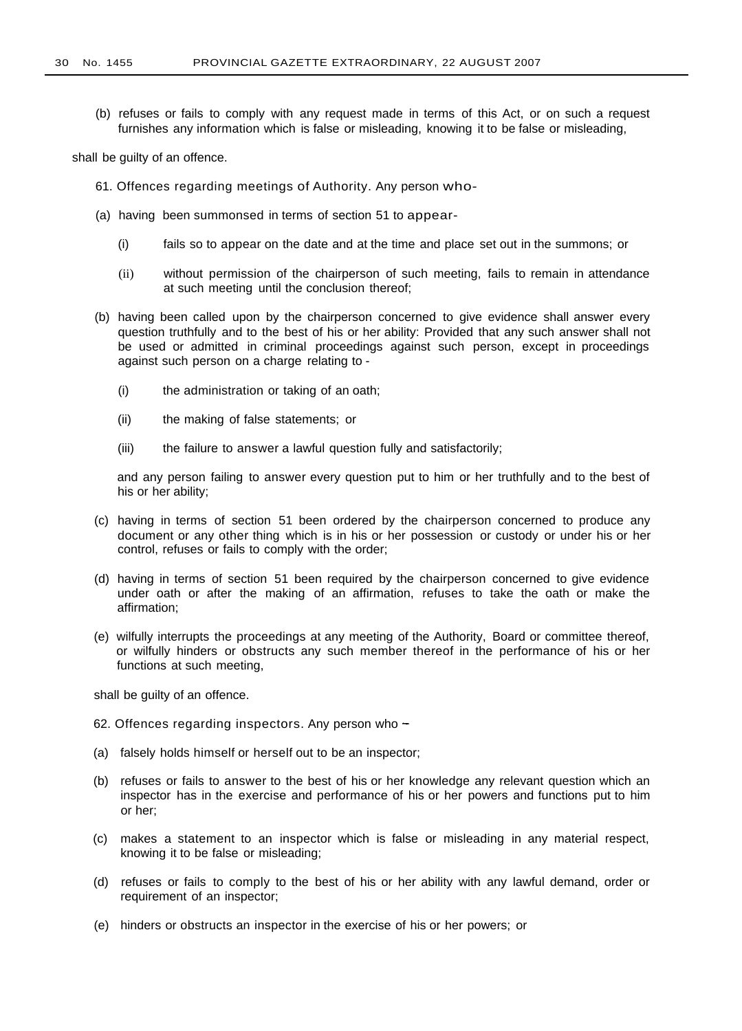(b) refuses or fails to comply with any request made in terms of this Act, or on such a request furnishes any information which is false or misleading, knowing it to be false or misleading,

shall be guilty of an offence.

61. Offences regarding meetings of Authority. Any person who-

(a) having been summonsed in terms of section 51 to appear-

  (i) fails so to appear on the date and at the time and place set out in the summons; or

  (ii) without permission of the chairperson of such meeting, fails to remain in attendance at such meeting until the conclusion thereof;

(b) having been called upon by the chairperson concerned to give evidence shall answer every question truthfully and to the best of his or her ability: Provided that any such answer shall not be used or admitted in criminal proceedings against such person, except in proceedings against such person on a charge relating to -

  (i) the administration or taking of an oath;

  (ii) the making of false statements; or

  (iii) the failure to answer a lawful question fully and satisfactorily;

  and any person failing to answer every question put to him or her truthfully and to the best of his or her ability;

(c) having in terms of section 51 been ordered by the chairperson concerned to produce any document or any other thing which is in his or her possession or custody or under his or her control, refuses or fails to comply with the order;

(d) having in terms of section 51 been required by the chairperson concerned to give evidence under oath or after the making of an affirmation, refuses to take the oath or make the affirmation;

(e) wilfully interrupts the proceedings at any meeting of the Authority, Board or committee thereof, or wilfully hinders or obstructs any such member thereof in the performance of his or her functions at such meeting,

shall be guilty of an offence.

62. Offences regarding inspectors. Any person who –

(a) falsely holds himself or herself out to be an inspector;

(b) refuses or fails to answer to the best of his or her knowledge any relevant question which an inspector has in the exercise and performance of his or her powers and functions put to him or her;

(c) makes a statement to an inspector which is false or misleading in any material respect, knowing it to be false or misleading;

(d) refuses or fails to comply to the best of his or her ability with any lawful demand, order or requirement of an inspector;

(e) hinders or obstructs an inspector in the exercise of his or her powers; or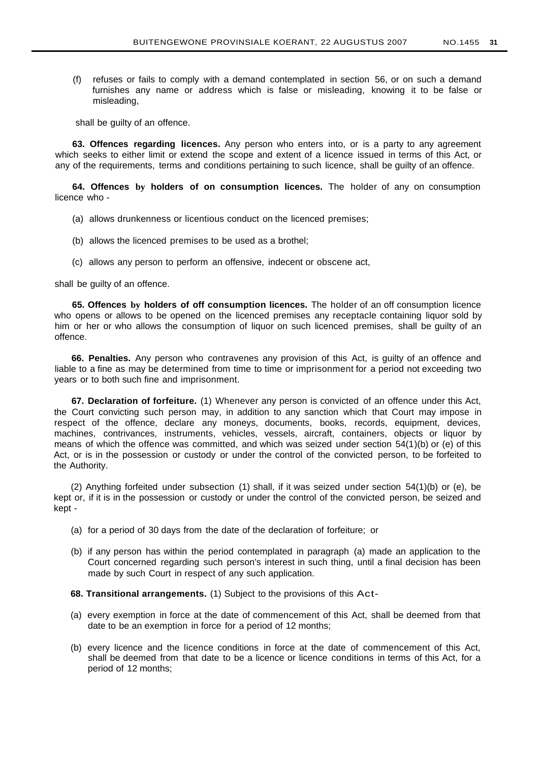(f) refuses or fails to comply with a demand contemplated in section 56, or on such a demand furnishes any name or address which is false or misleading, knowing it to be false or misleading,

shall be guilty of an offence.

**63. Offences regarding licences.** Any person who enters into, or is a party to any agreement which seeks to either limit or extend the scope and extent of a licence issued in terms of this Act, or any of the requirements, terms and conditions pertaining to such licence, shall be guilty of an offence.

**64. Offences by holders of on consumption licences.** The holder of any on consumption licence who -

(a) allows drunkenness or licentious conduct on the licenced premises;

(b) allows the licenced premises to be used as a brothel;

(c) allows any person to perform an offensive, indecent or obscene act,

shall be guilty of an offence.

**65. Offences by holders of off consumption licences.** The holder of an off consumption licence who opens or allows to be opened on the licenced premises any receptacle containing liquor sold by him or her or who allows the consumption of liquor on such licenced premises, shall be guilty of an offence.

**66. Penalties.** Any person who contravenes any provision of this Act, is guilty of an offence and liable to a fine as may be determined from time to time or imprisonment for a period not exceeding two years or to both such fine and imprisonment.

**67. Declaration of forfeiture.** (1) Whenever any person is convicted of an offence under this Act, the Court convicting such person may, in addition to any sanction which that Court may impose in respect of the offence, declare any moneys, documents, books, records, equipment, devices, machines, contrivances, instruments, vehicles, vessels, aircraft, containers, objects or liquor by means of which the offence was committed, and which was seized under section 54(1)(b) or (e) of this Act, or is in the possession or custody or under the control of the convicted person, to be forfeited to the Authority.

(2) Anything forfeited under subsection (1) shall, if it was seized under section 54(1)(b) or (e), be kept or, if it is in the possession or custody or under the control of the convicted person, be seized and kept -

(a) for a period of 30 days from the date of the declaration of forfeiture; or

(b) if any person has within the period contemplated in paragraph (a) made an application to the Court concerned regarding such person's interest in such thing, until a final decision has been made by such Court in respect of any such application.

**68. Transitional arrangements.** (1) Subject to the provisions of this Act-

(a) every exemption in force at the date of commencement of this Act, shall be deemed from that date to be an exemption in force for a period of 12 months;

(b) every licence and the licence conditions in force at the date of commencement of this Act, shall be deemed from that date to be a licence or licence conditions in terms of this Act, for a period of 12 months;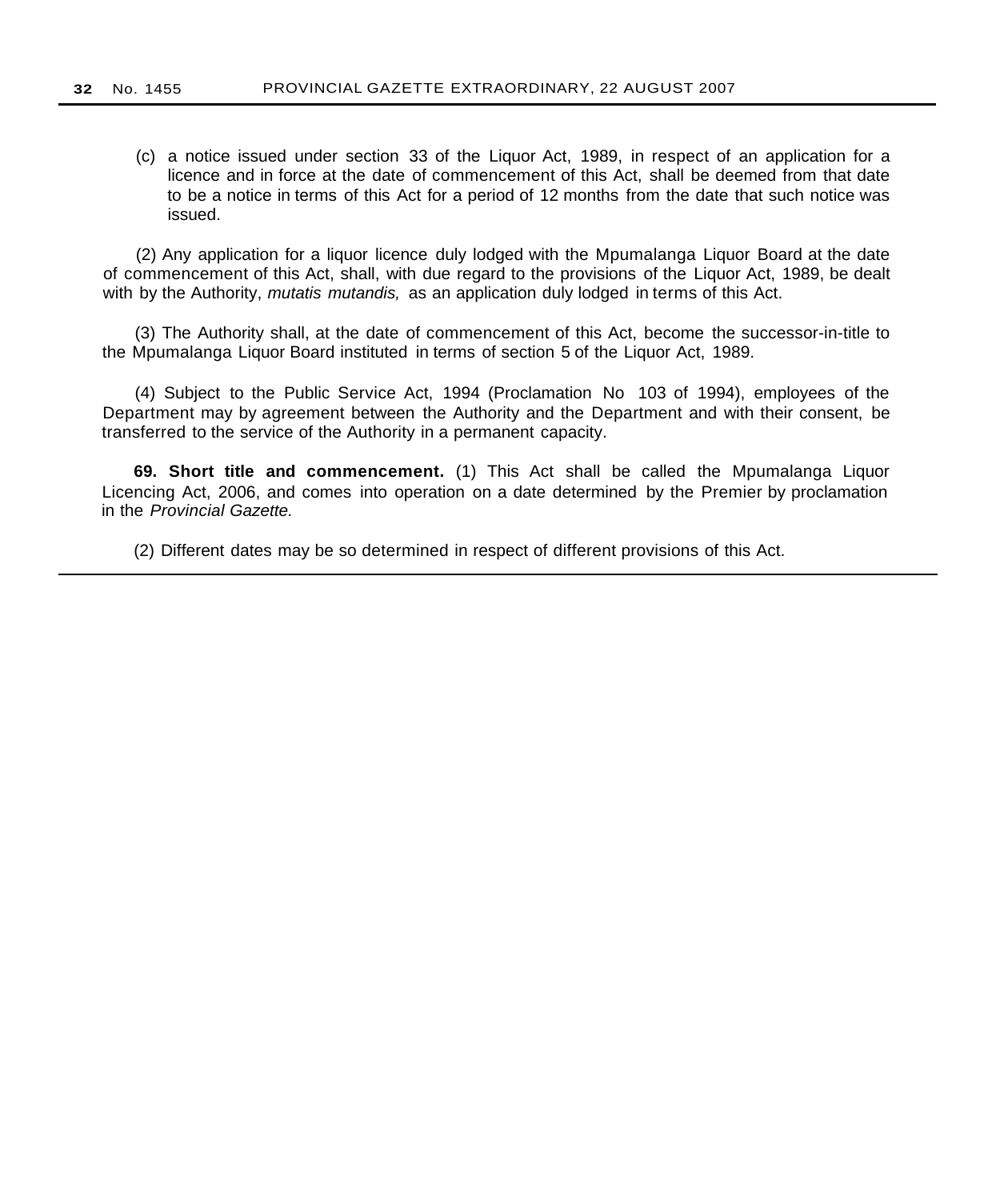(c) a notice issued under section 33 of the Liquor Act, 1989, in respect of an application for a licence and in force at the date of commencement of this Act, shall be deemed from that date to be a notice in terms of this Act for a period of 12 months from the date that such notice was issued.

(2) Any application for a liquor licence duly lodged with the Mpumalanga Liquor Board at the date of commencement of this Act, shall, with due regard to the provisions of the Liquor Act, 1989, be dealt with by the Authority, *mutatis mutandis,* as an application duly lodged in terms of this Act.

(3) The Authority shall, at the date of commencement of this Act, become the successor-in-title to the Mpumalanga Liquor Board instituted in terms of section 5 of the Liquor Act, 1989.

(4) Subject to the Public Service Act, 1994 (Proclamation No 103 of 1994), employees of the Department may by agreement between the Authority and the Department and with their consent, be transferred to the service of the Authority in a permanent capacity.

**69. Short title and commencement.** (1) This Act shall be called the Mpumalanga Liquor Licencing Act, 2006, and comes into operation on a date determined by the Premier by proclamation in the *Provincial Gazette.*

(2) Different dates may be so determined in respect of different provisions of this Act.